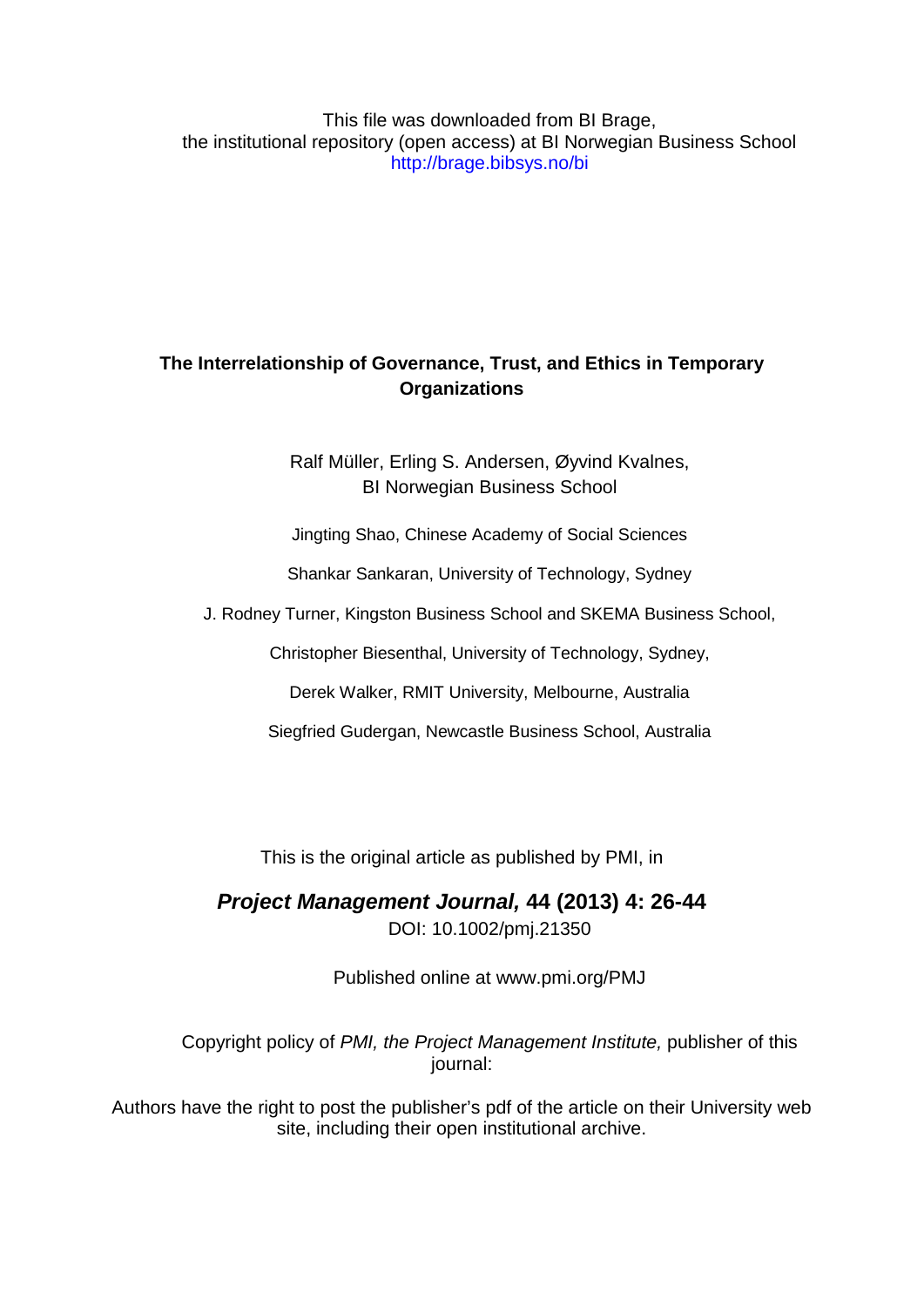This file was downloaded from BI Brage,
the institutional repository (open access) at BI Norwegian Business School
http://brage.bibsys.no/bi

# The Interrelationship of Governance, Trust, and Ethics in Temporary Organizations

Ralf Müller, Erling S. Andersen, Øyvind Kvalnes,
BI Norwegian Business School

Jingting Shao, Chinese Academy of Social Sciences

Shankar Sankaran, University of Technology, Sydney

J. Rodney Turner, Kingston Business School and SKEMA Business School,

Christopher Biesenthal, University of Technology, Sydney,

Derek Walker, RMIT University, Melbourne, Australia

Siegfried Gudergan, Newcastle Business School, Australia

This is the original article as published by PMI, in

***Project Management Journal,* 44 (2013) 4: 26-44**

DOI: 10.1002/pmj.21350

Published online at www.pmi.org/PMJ

Copyright policy of *PMI, the Project Management Institute,* publisher of this journal:

Authors have the right to post the publisher's pdf of the article on their University web site, including their open institutional archive.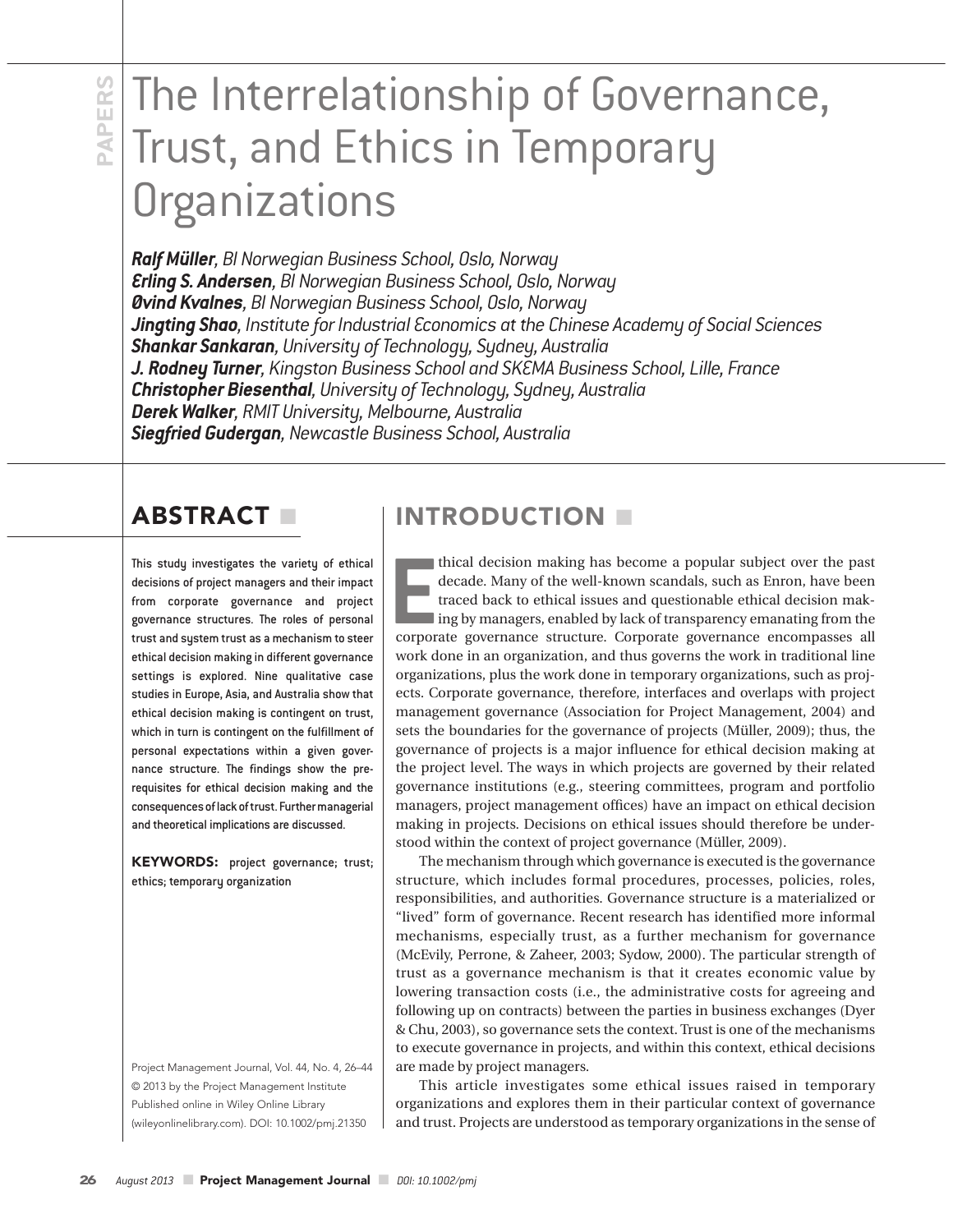# The Interrelationship of Governance, Trust, and Ethics in Temporary Organizations

***Ralf Müller***, *BI Norwegian Business School, Oslo, Norway*
***Erling S. Andersen***, *BI Norwegian Business School, Oslo, Norway*
***Øvind Kvalnes***, *BI Norwegian Business School, Oslo, Norway*
***Jingting Shao***, *Institute for Industrial Economics at the Chinese Academy of Social Sciences*
***Shankar Sankaran***, *University of Technology, Sydney, Australia*
***J. Rodney Turner***, *Kingston Business School and SKEMA Business School, Lille, France*
***Christopher Biesenthal***, *University of Technology, Sydney, Australia*
***Derek Walker***, *RMIT University, Melbourne, Australia*
***Siegfried Gudergan***, *Newcastle Business School, Australia*

## ABSTRACT

This study investigates the variety of ethical decisions of project managers and their impact from corporate governance and project governance structures. The roles of personal trust and system trust as a mechanism to steer ethical decision making in different governance settings is explored. Nine qualitative case studies in Europe, Asia, and Australia show that ethical decision making is contingent on trust, which in turn is contingent on the fulfillment of personal expectations within a given governance structure. The findings show the prerequisites for ethical decision making and the consequences of lack of trust. Further managerial and theoretical implications are discussed.

**KEYWORDS:** project governance; trust; ethics; temporary organization

Project Management Journal, Vol. 44, No. 4, 26–44
© 2013 by the Project Management Institute
Published online in Wiley Online Library (wileyonlinelibrary.com). DOI: 10.1002/pmj.21350

## INTRODUCTION

Ethical decision making has become a popular subject over the past decade. Many of the well-known scandals, such as Enron, have been traced back to ethical issues and questionable ethical decision making by managers, enabled by lack of transparency emanating from the corporate governance structure. Corporate governance encompasses all work done in an organization, and thus governs the work in traditional line organizations, plus the work done in temporary organizations, such as projects. Corporate governance, therefore, interfaces and overlaps with project management governance (Association for Project Management, 2004) and sets the boundaries for the governance of projects (Müller, 2009); thus, the governance of projects is a major influence for ethical decision making at the project level. The ways in which projects are governed by their related governance institutions (e.g., steering committees, program and portfolio managers, project management offices) have an impact on ethical decision making in projects. Decisions on ethical issues should therefore be understood within the context of project governance (Müller, 2009).

The mechanism through which governance is executed is the governance structure, which includes formal procedures, processes, policies, roles, responsibilities, and authorities. Governance structure is a materialized or "lived" form of governance. Recent research has identified more informal mechanisms, especially trust, as a further mechanism for governance (McEvily, Perrone, & Zaheer, 2003; Sydow, 2000). The particular strength of trust as a governance mechanism is that it creates economic value by lowering transaction costs (i.e., the administrative costs for agreeing and following up on contracts) between the parties in business exchanges (Dyer & Chu, 2003), so governance sets the context. Trust is one of the mechanisms to execute governance in projects, and within this context, ethical decisions are made by project managers.

This article investigates some ethical issues raised in temporary organizations and explores them in their particular context of governance and trust. Projects are understood as temporary organizations in the sense of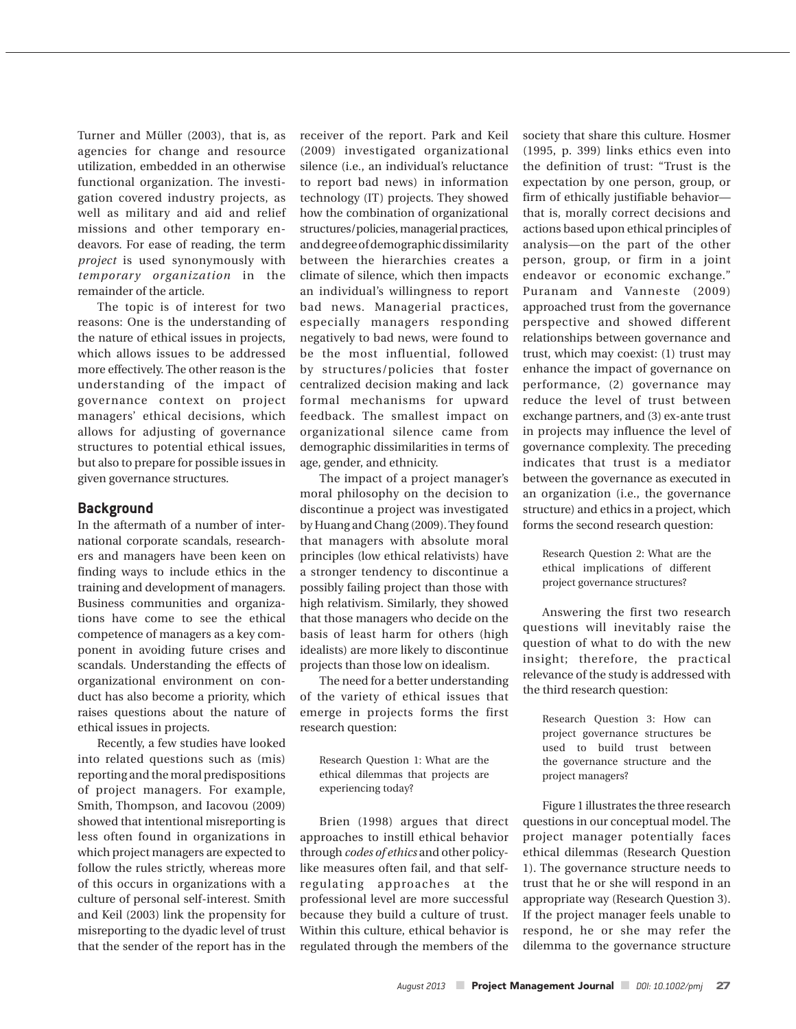Turner and Müller (2003), that is, as agencies for change and resource utilization, embedded in an otherwise functional organization. The investigation covered industry projects, as well as military and aid and relief missions and other temporary endeavors. For ease of reading, the term *project* is used synonymously with *temporary organization* in the remainder of the article.

The topic is of interest for two reasons: One is the understanding of the nature of ethical issues in projects, which allows issues to be addressed more effectively. The other reason is the understanding of the impact of governance context on project managers' ethical decisions, which allows for adjusting of governance structures to potential ethical issues, but also to prepare for possible issues in given governance structures.

## Background

In the aftermath of a number of international corporate scandals, researchers and managers have been keen on finding ways to include ethics in the training and development of managers. Business communities and organizations have come to see the ethical competence of managers as a key component in avoiding future crises and scandals. Understanding the effects of organizational environment on conduct has also become a priority, which raises questions about the nature of ethical issues in projects.

Recently, a few studies have looked into related questions such as (mis) reporting and the moral predispositions of project managers. For example, Smith, Thompson, and Iacovou (2009) showed that intentional misreporting is less often found in organizations in which project managers are expected to follow the rules strictly, whereas more of this occurs in organizations with a culture of personal self-interest. Smith and Keil (2003) link the propensity for misreporting to the dyadic level of trust that the sender of the report has in the receiver of the report. Park and Keil (2009) investigated organizational silence (i.e., an individual's reluctance to report bad news) in information technology (IT) projects. They showed how the combination of organizational structures/policies, managerial practices, and degree of demographic dissimilarity between the hierarchies creates a climate of silence, which then impacts an individual's willingness to report bad news. Managerial practices, especially managers responding negatively to bad news, were found to be the most influential, followed by structures/policies that foster centralized decision making and lack formal mechanisms for upward feedback. The smallest impact on organizational silence came from demographic dissimilarities in terms of age, gender, and ethnicity.

The impact of a project manager's moral philosophy on the decision to discontinue a project was investigated by Huang and Chang (2009). They found that managers with absolute moral principles (low ethical relativists) have a stronger tendency to discontinue a possibly failing project than those with high relativism. Similarly, they showed that those managers who decide on the basis of least harm for others (high idealists) are more likely to discontinue projects than those low on idealism.

The need for a better understanding of the variety of ethical issues that emerge in projects forms the first research question:

> Research Question 1: What are the ethical dilemmas that projects are experiencing today?

Brien (1998) argues that direct approaches to instill ethical behavior through *codes of ethics* and other policy-like measures often fail, and that self-regulating approaches at the professional level are more successful because they build a culture of trust. Within this culture, ethical behavior is regulated through the members of the society that share this culture. Hosmer (1995, p. 399) links ethics even into the definition of trust: "Trust is the expectation by one person, group, or firm of ethically justifiable behavior—that is, morally correct decisions and actions based upon ethical principles of analysis—on the part of the other person, group, or firm in a joint endeavor or economic exchange." Puranam and Vanneste (2009) approached trust from the governance perspective and showed different relationships between governance and trust, which may coexist: (1) trust may enhance the impact of governance on performance, (2) governance may reduce the level of trust between exchange partners, and (3) ex-ante trust in projects may influence the level of governance complexity. The preceding indicates that trust is a mediator between the governance as executed in an organization (i.e., the governance structure) and ethics in a project, which forms the second research question:

> Research Question 2: What are the ethical implications of different project governance structures?

Answering the first two research questions will inevitably raise the question of what to do with the new insight; therefore, the practical relevance of the study is addressed with the third research question:

> Research Question 3: How can project governance structures be used to build trust between the governance structure and the project managers?

Figure 1 illustrates the three research questions in our conceptual model. The project manager potentially faces ethical dilemmas (Research Question 1). The governance structure needs to trust that he or she will respond in an appropriate way (Research Question 3). If the project manager feels unable to respond, he or she may refer the dilemma to the governance structure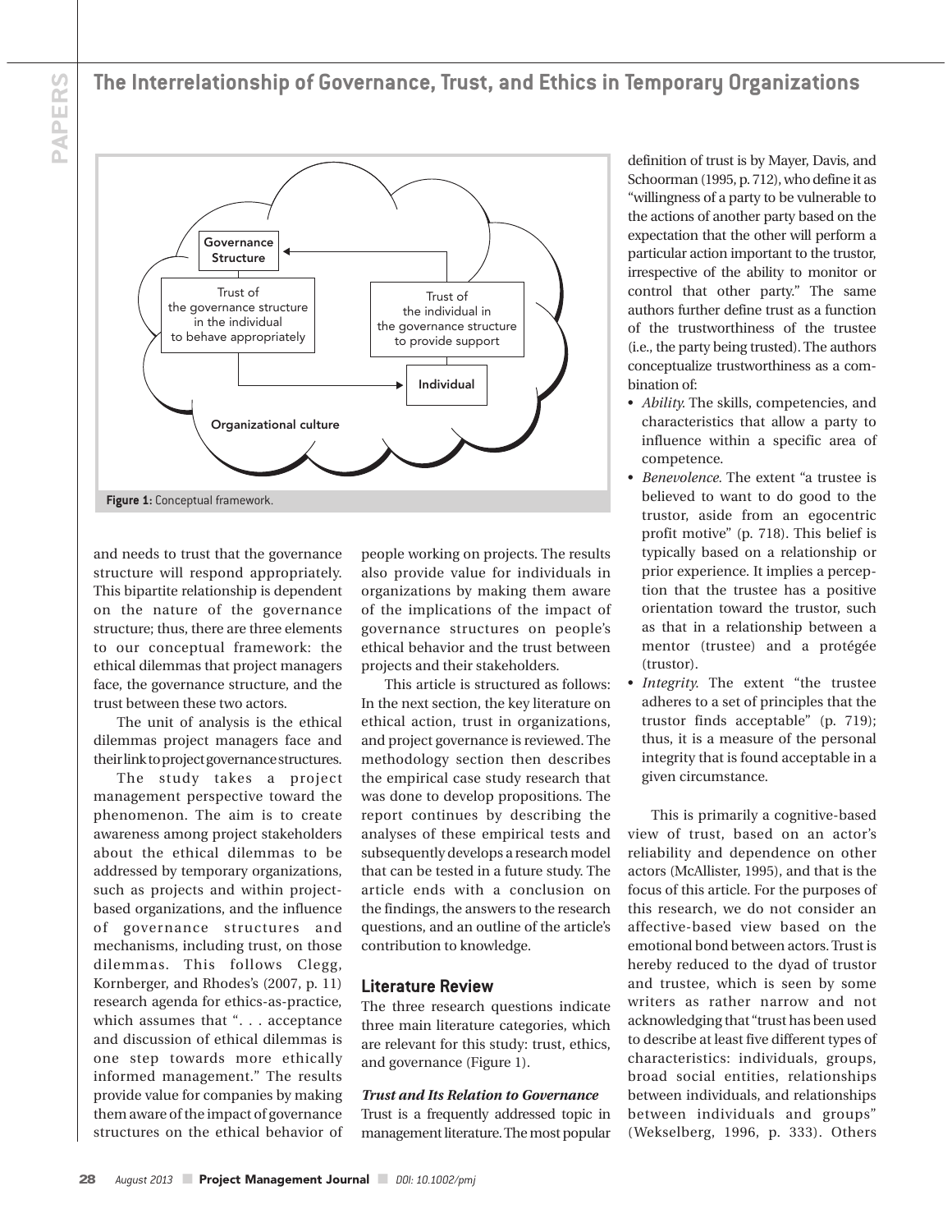Figure 1: Conceptual framework.

and needs to trust that the governance structure will respond appropriately. This bipartite relationship is dependent on the nature of the governance structure; thus, there are three elements to our conceptual framework: the ethical dilemmas that project managers face, the governance structure, and the trust between these two actors.

The unit of analysis is the ethical dilemmas project managers face and their link to project governance structures.

The study takes a project management perspective toward the phenomenon. The aim is to create awareness among project stakeholders about the ethical dilemmas to be addressed by temporary organizations, such as projects and within project-based organizations, and the influence of governance structures and mechanisms, including trust, on those dilemmas. This follows Clegg, Kornberger, and Rhodes's (2007, p. 11) research agenda for ethics-as-practice, which assumes that ". . . acceptance and discussion of ethical dilemmas is one step towards more ethically informed management." The results provide value for companies by making them aware of the impact of governance structures on the ethical behavior of people working on projects. The results also provide value for individuals in organizations by making them aware of the implications of the impact of governance structures on people's ethical behavior and the trust between projects and their stakeholders.

This article is structured as follows: In the next section, the key literature on ethical action, trust in organizations, and project governance is reviewed. The methodology section then describes the empirical case study research that was done to develop propositions. The report continues by describing the analyses of these empirical tests and subsequently develops a research model that can be tested in a future study. The article ends with a conclusion on the findings, the answers to the research questions, and an outline of the article's contribution to knowledge.

## Literature Review

The three research questions indicate three main literature categories, which are relevant for this study: trust, ethics, and governance (Figure 1).

### *Trust and Its Relation to Governance*

Trust is a frequently addressed topic in management literature. The most popular definition of trust is by Mayer, Davis, and Schoorman (1995, p. 712), who define it as "willingness of a party to be vulnerable to the actions of another party based on the expectation that the other will perform a particular action important to the trustor, irrespective of the ability to monitor or control that other party." The same authors further define trust as a function of the trustworthiness of the trustee (i.e., the party being trusted). The authors conceptualize trustworthiness as a combination of:

- *Ability.* The skills, competencies, and characteristics that allow a party to influence within a specific area of competence.
- *Benevolence.* The extent "a trustee is believed to want to do good to the trustor, aside from an egocentric profit motive" (p. 718). This belief is typically based on a relationship or prior experience. It implies a perception that the trustee has a positive orientation toward the trustor, such as that in a relationship between a mentor (trustee) and a protégée (trustor).
- *Integrity.* The extent "the trustee adheres to a set of principles that the trustor finds acceptable" (p. 719); thus, it is a measure of the personal integrity that is found acceptable in a given circumstance.

This is primarily a cognitive-based view of trust, based on an actor's reliability and dependence on other actors (McAllister, 1995), and that is the focus of this article. For the purposes of this research, we do not consider an affective-based view based on the emotional bond between actors. Trust is hereby reduced to the dyad of trustor and trustee, which is seen by some writers as rather narrow and not acknowledging that "trust has been used to describe at least five different types of characteristics: individuals, groups, broad social entities, relationships between individuals, and relationships between individuals and groups" (Wekselberg, 1996, p. 333). Others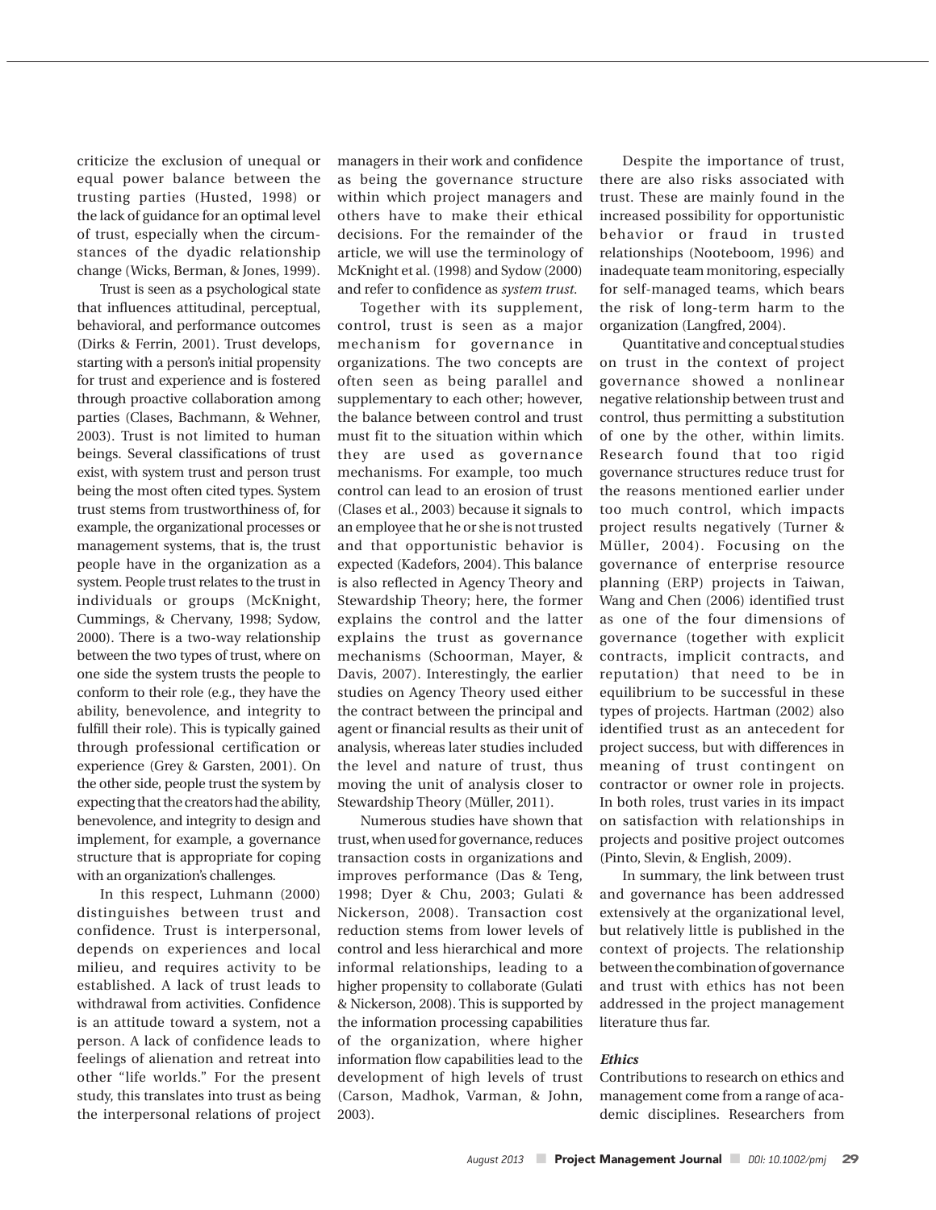criticize the exclusion of unequal or equal power balance between the trusting parties (Husted, 1998) or the lack of guidance for an optimal level of trust, especially when the circumstances of the dyadic relationship change (Wicks, Berman, & Jones, 1999).

Trust is seen as a psychological state that influences attitudinal, perceptual, behavioral, and performance outcomes (Dirks & Ferrin, 2001). Trust develops, starting with a person's initial propensity for trust and experience and is fostered through proactive collaboration among parties (Clases, Bachmann, & Wehner, 2003). Trust is not limited to human beings. Several classifications of trust exist, with system trust and person trust being the most often cited types. System trust stems from trustworthiness of, for example, the organizational processes or management systems, that is, the trust people have in the organization as a system. People trust relates to the trust in individuals or groups (McKnight, Cummings, & Chervany, 1998; Sydow, 2000). There is a two-way relationship between the two types of trust, where on one side the system trusts the people to conform to their role (e.g., they have the ability, benevolence, and integrity to fulfill their role). This is typically gained through professional certification or experience (Grey & Garsten, 2001). On the other side, people trust the system by expecting that the creators had the ability, benevolence, and integrity to design and implement, for example, a governance structure that is appropriate for coping with an organization's challenges.

In this respect, Luhmann (2000) distinguishes between trust and confidence. Trust is interpersonal, depends on experiences and local milieu, and requires activity to be established. A lack of trust leads to withdrawal from activities. Confidence is an attitude toward a system, not a person. A lack of confidence leads to feelings of alienation and retreat into other "life worlds." For the present study, this translates into trust as being the interpersonal relations of project managers in their work and confidence as being the governance structure within which project managers and others have to make their ethical decisions. For the remainder of the article, we will use the terminology of McKnight et al. (1998) and Sydow (2000) and refer to confidence as *system trust*.

Together with its supplement, control, trust is seen as a major mechanism for governance in organizations. The two concepts are often seen as being parallel and supplementary to each other; however, the balance between control and trust must fit to the situation within which they are used as governance mechanisms. For example, too much control can lead to an erosion of trust (Clases et al., 2003) because it signals to an employee that he or she is not trusted and that opportunistic behavior is expected (Kadefors, 2004). This balance is also reflected in Agency Theory and Stewardship Theory; here, the former explains the control and the latter explains the trust as governance mechanisms (Schoorman, Mayer, & Davis, 2007). Interestingly, the earlier studies on Agency Theory used either the contract between the principal and agent or financial results as their unit of analysis, whereas later studies included the level and nature of trust, thus moving the unit of analysis closer to Stewardship Theory (Müller, 2011).

Numerous studies have shown that trust, when used for governance, reduces transaction costs in organizations and improves performance (Das & Teng, 1998; Dyer & Chu, 2003; Gulati & Nickerson, 2008). Transaction cost reduction stems from lower levels of control and less hierarchical and more informal relationships, leading to a higher propensity to collaborate (Gulati & Nickerson, 2008). This is supported by the information processing capabilities of the organization, where higher information flow capabilities lead to the development of high levels of trust (Carson, Madhok, Varman, & John, 2003).

Despite the importance of trust, there are also risks associated with trust. These are mainly found in the increased possibility for opportunistic behavior or fraud in trusted relationships (Nooteboom, 1996) and inadequate team monitoring, especially for self-managed teams, which bears the risk of long-term harm to the organization (Langfred, 2004).

Quantitative and conceptual studies on trust in the context of project governance showed a nonlinear negative relationship between trust and control, thus permitting a substitution of one by the other, within limits. Research found that too rigid governance structures reduce trust for the reasons mentioned earlier under too much control, which impacts project results negatively (Turner & Müller, 2004). Focusing on the governance of enterprise resource planning (ERP) projects in Taiwan, Wang and Chen (2006) identified trust as one of the four dimensions of governance (together with explicit contracts, implicit contracts, and reputation) that need to be in equilibrium to be successful in these types of projects. Hartman (2002) also identified trust as an antecedent for project success, but with differences in meaning of trust contingent on contractor or owner role in projects. In both roles, trust varies in its impact on satisfaction with relationships in projects and positive project outcomes (Pinto, Slevin, & English, 2009).

In summary, the link between trust and governance has been addressed extensively at the organizational level, but relatively little is published in the context of projects. The relationship between the combination of governance and trust with ethics has not been addressed in the project management literature thus far.

### *Ethics*

Contributions to research on ethics and management come from a range of academic disciplines. Researchers from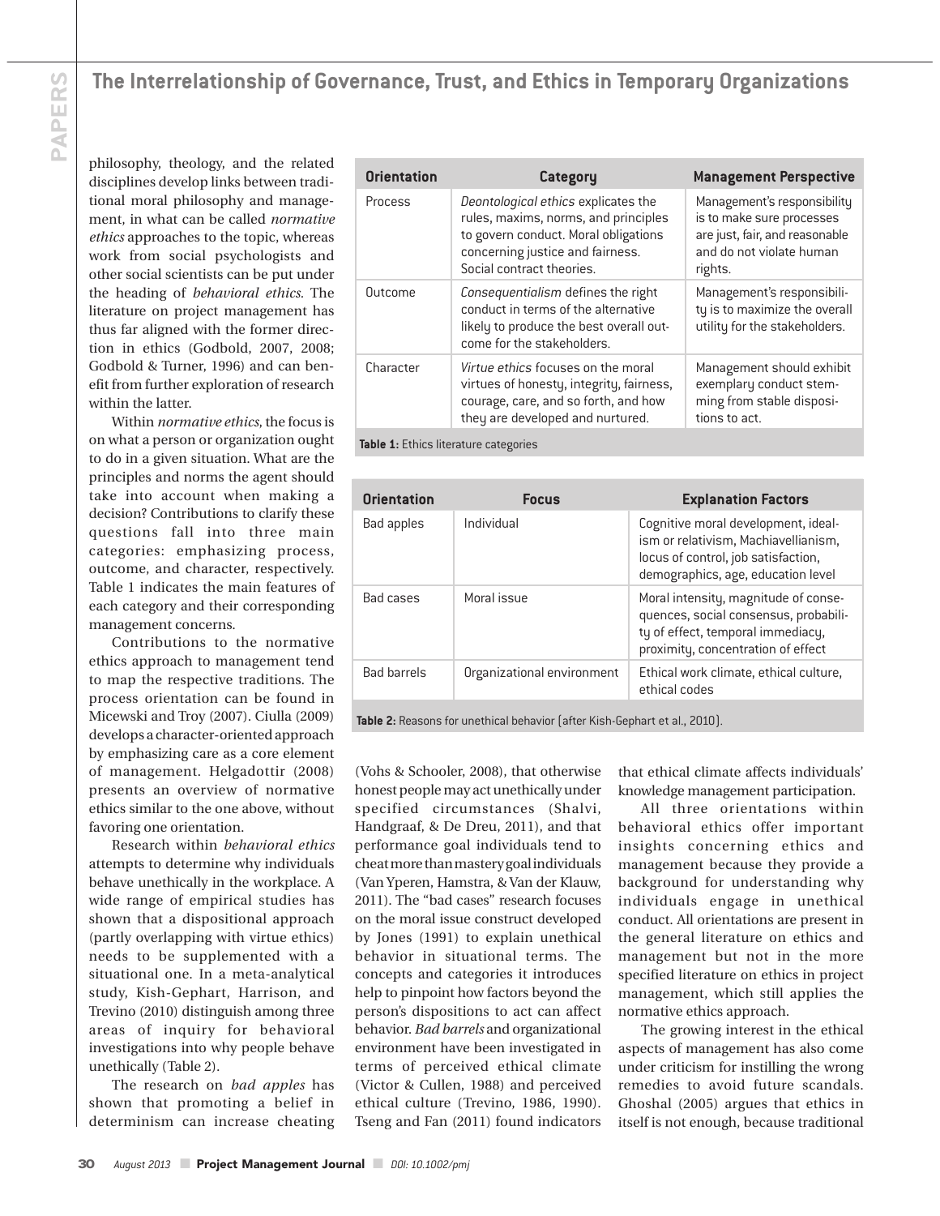philosophy, theology, and the related disciplines develop links between traditional moral philosophy and management, in what can be called *normative ethics* approaches to the topic, whereas work from social psychologists and other social scientists can be put under the heading of *behavioral ethics*. The literature on project management has thus far aligned with the former direction in ethics (Godbold, 2007, 2008; Godbold & Turner, 1996) and can benefit from further exploration of research within the latter.

Within *normative ethics*, the focus is on what a person or organization ought to do in a given situation. What are the principles and norms the agent should take into account when making a decision? Contributions to clarify these questions fall into three main categories: emphasizing process, outcome, and character, respectively. Table 1 indicates the main features of each category and their corresponding management concerns.

| Orientation | Category | Management Perspective |
| --- | --- | --- |
| Process | *Deontological ethics* explicates the rules, maxims, norms, and principles to govern conduct. Moral obligations concerning justice and fairness. Social contract theories. | Management's responsibility is to make sure processes are just, fair, and reasonable and do not violate human rights. |
| Outcome | *Consequentialism* defines the right conduct in terms of the alternative likely to produce the best overall outcome for the stakeholders. | Management's responsibility is to maximize the overall utility for the stakeholders. |
| Character | *Virtue ethics* focuses on the moral virtues of honesty, integrity, fairness, courage, care, and so forth, and how they are developed and nurtured. | Management should exhibit exemplary conduct stemming from stable dispositions to act. |

**Table 1:** Ethics literature categories

Contributions to the normative ethics approach to management tend to map the respective traditions. The process orientation can be found in Micewski and Troy (2007). Ciulla (2009) develops a character-oriented approach by emphasizing care as a core element of management. Helgadottir (2008) presents an overview of normative ethics similar to the one above, without favoring one orientation.

Research within *behavioral ethics* attempts to determine why individuals behave unethically in the workplace. A wide range of empirical studies has shown that a dispositional approach (partly overlapping with virtue ethics) needs to be supplemented with a situational one. In a meta-analytical study, Kish-Gephart, Harrison, and Trevino (2010) distinguish among three areas of inquiry for behavioral investigations into why people behave unethically (Table 2).

| Orientation | Focus | Explanation Factors |
| --- | --- | --- |
| Bad apples | Individual | Cognitive moral development, idealism or relativism, Machiavellianism, locus of control, job satisfaction, demographics, age, education level |
| Bad cases | Moral issue | Moral intensity, magnitude of consequences, social consensus, probability of effect, temporal immediacy, proximity, concentration of effect |
| Bad barrels | Organizational environment | Ethical work climate, ethical culture, ethical codes |

**Table 2:** Reasons for unethical behavior (after Kish-Gephart et al., 2010).

The research on *bad apples* has shown that promoting a belief in determinism can increase cheating (Vohs & Schooler, 2008), that otherwise honest people may act unethically under specified circumstances (Shalvi, Handgraaf, & De Dreu, 2011), and that performance goal individuals tend to cheat more than mastery goal individuals (Van Yperen, Hamstra, & Van der Klauw, 2011). The "bad cases" research focuses on the moral issue construct developed by Jones (1991) to explain unethical behavior in situational terms. The concepts and categories it introduces help to pinpoint how factors beyond the person's dispositions to act can affect behavior. *Bad barrels* and organizational environment have been investigated in terms of perceived ethical climate (Victor & Cullen, 1988) and perceived ethical culture (Trevino, 1986, 1990). Tseng and Fan (2011) found indicators that ethical climate affects individuals' knowledge management participation.

All three orientations within behavioral ethics offer important insights concerning ethics and management because they provide a background for understanding why individuals engage in unethical conduct. All orientations are present in the general literature on ethics and management but not in the more specified literature on ethics in project management, which still applies the normative ethics approach.

The growing interest in the ethical aspects of management has also come under criticism for instilling the wrong remedies to avoid future scandals. Ghoshal (2005) argues that ethics in itself is not enough, because traditional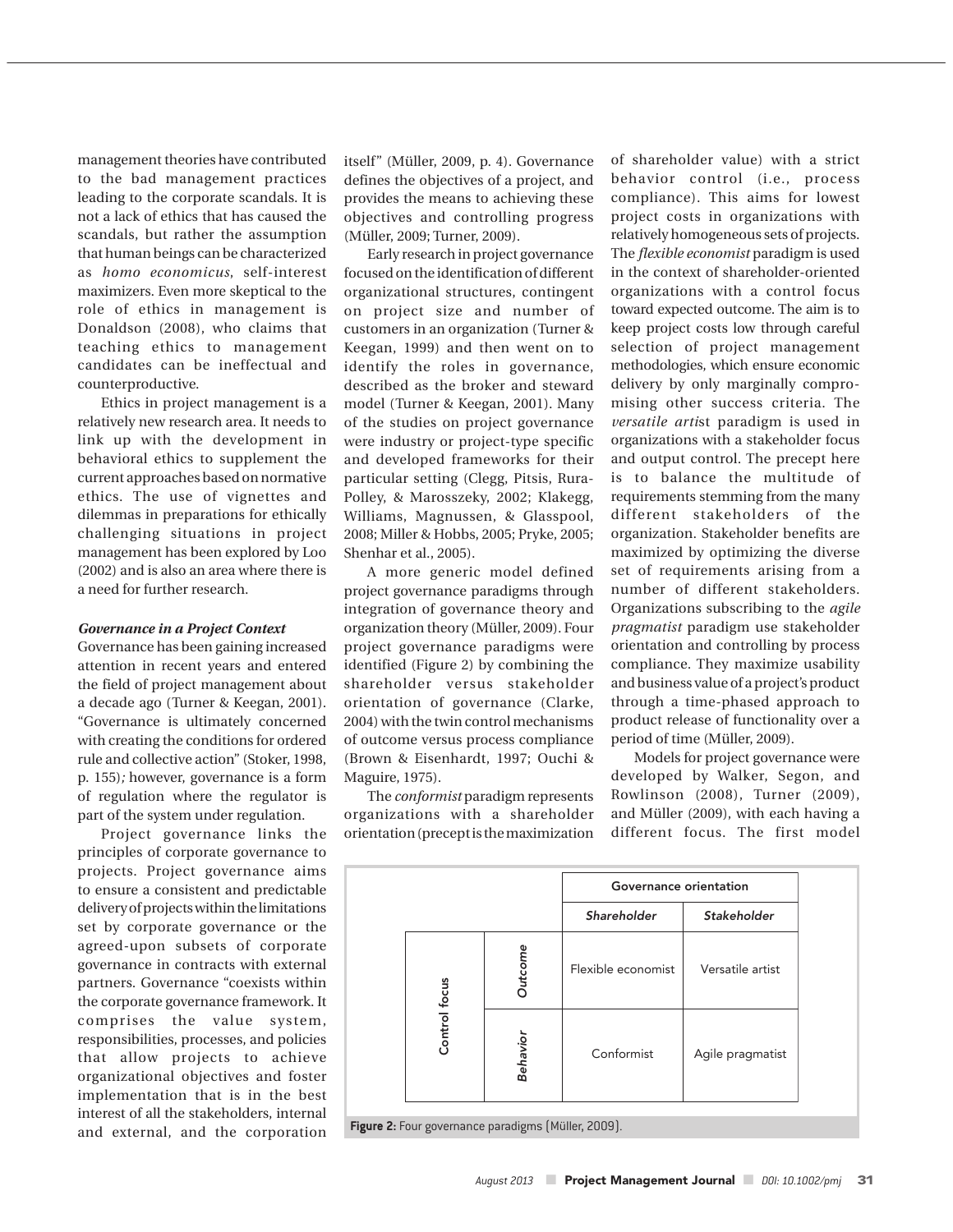management theories have contributed to the bad management practices leading to the corporate scandals. It is not a lack of ethics that has caused the scandals, but rather the assumption that human beings can be characterized as *homo economicus*, self-interest maximizers. Even more skeptical to the role of ethics in management is Donaldson (2008), who claims that teaching ethics to management candidates can be ineffectual and counterproductive.

Ethics in project management is a relatively new research area. It needs to link up with the development in behavioral ethics to supplement the current approaches based on normative ethics. The use of vignettes and dilemmas in preparations for ethically challenging situations in project management has been explored by Loo (2002) and is also an area where there is a need for further research.

***Governance in a Project Context***

Governance has been gaining increased attention in recent years and entered the field of project management about a decade ago (Turner & Keegan, 2001). "Governance is ultimately concerned with creating the conditions for ordered rule and collective action" (Stoker, 1998, p. 155)*;* however, governance is a form of regulation where the regulator is part of the system under regulation.

Project governance links the principles of corporate governance to projects. Project governance aims to ensure a consistent and predictable delivery of projects within the limitations set by corporate governance or the agreed-upon subsets of corporate governance in contracts with external partners. Governance "coexists within the corporate governance framework. It comprises the value system, responsibilities, processes, and policies that allow projects to achieve organizational objectives and foster implementation that is in the best interest of all the stakeholders, internal and external, and the corporation itself" (Müller, 2009, p. 4). Governance defines the objectives of a project, and provides the means to achieving these objectives and controlling progress (Müller, 2009; Turner, 2009).

Early research in project governance focused on the identification of different organizational structures, contingent on project size and number of customers in an organization (Turner & Keegan, 1999) and then went on to identify the roles in governance, described as the broker and steward model (Turner & Keegan, 2001). Many of the studies on project governance were industry or project-type specific and developed frameworks for their particular setting (Clegg, Pitsis, Rura-Polley, & Marosszeky, 2002; Klakegg, Williams, Magnussen, & Glasspool, 2008; Miller & Hobbs, 2005; Pryke, 2005; Shenhar et al., 2005).

A more generic model defined project governance paradigms through integration of governance theory and organization theory (Müller, 2009). Four project governance paradigms were identified (Figure 2) by combining the shareholder versus stakeholder orientation of governance (Clarke, 2004) with the twin control mechanisms of outcome versus process compliance (Brown & Eisenhardt, 1997; Ouchi & Maguire, 1975).

The *conformist* paradigm represents organizations with a shareholder orientation (precept is the maximization of shareholder value) with a strict behavior control (i.e., process compliance). This aims for lowest project costs in organizations with relatively homogeneous sets of projects. The *flexible economist* paradigm is used in the context of shareholder-oriented organizations with a control focus toward expected outcome. The aim is to keep project costs low through careful selection of project management methodologies, which ensure economic delivery by only marginally compromising other success criteria. The *versatile artist* paradigm is used in organizations with a stakeholder focus and output control. The precept here is to balance the multitude of requirements stemming from the many different stakeholders of the organization. Stakeholder benefits are maximized by optimizing the diverse set of requirements arising from a number of different stakeholders. Organizations subscribing to the *agile pragmatist* paradigm use stakeholder orientation and controlling by process compliance. They maximize usability and business value of a project's product through a time-phased approach to product release of functionality over a period of time (Müller, 2009).

Models for project governance were developed by Walker, Segon, and Rowlinson (2008), Turner (2009), and Müller (2009), with each having a different focus. The first model

| | | Governance orientation | |
|---|---|---|---|
| | | *Shareholder* | *Stakeholder* |
| Control focus | *Outcome* | Flexible economist | Versatile artist |
| | *Behavior* | Conformist | Agile pragmatist |

**Figure 2:** Four governance paradigms (Müller, 2009).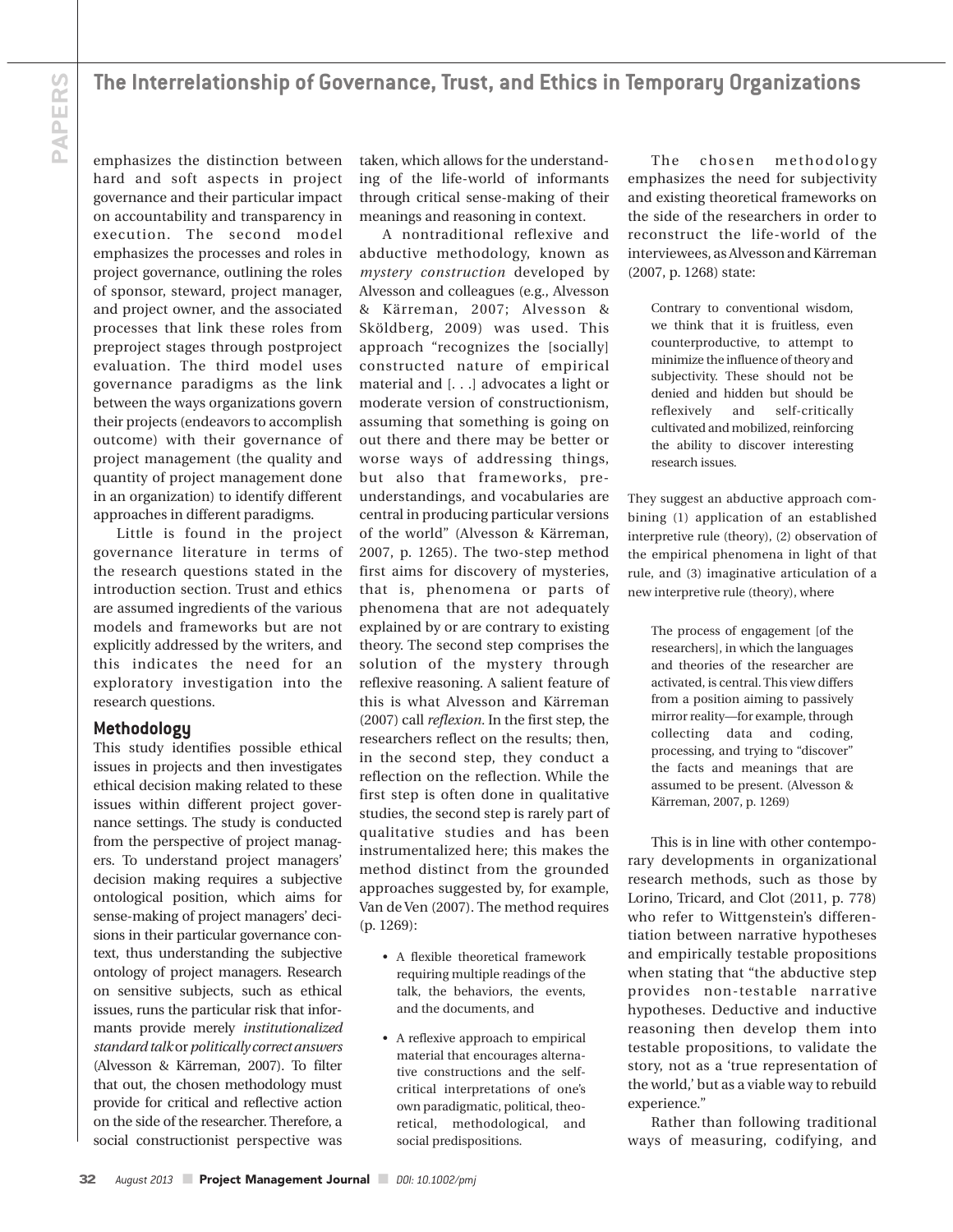emphasizes the distinction between hard and soft aspects in project governance and their particular impact on accountability and transparency in execution. The second model emphasizes the processes and roles in project governance, outlining the roles of sponsor, steward, project manager, and project owner, and the associated processes that link these roles from preproject stages through postproject evaluation. The third model uses governance paradigms as the link between the ways organizations govern their projects (endeavors to accomplish outcome) with their governance of project management (the quality and quantity of project management done in an organization) to identify different approaches in different paradigms.

Little is found in the project governance literature in terms of the research questions stated in the introduction section. Trust and ethics are assumed ingredients of the various models and frameworks but are not explicitly addressed by the writers, and this indicates the need for an exploratory investigation into the research questions.

## Methodology

This study identifies possible ethical issues in projects and then investigates ethical decision making related to these issues within different project governance settings. The study is conducted from the perspective of project managers. To understand project managers' decision making requires a subjective ontological position, which aims for sense-making of project managers' decisions in their particular governance context, thus understanding the subjective ontology of project managers. Research on sensitive subjects, such as ethical issues, runs the particular risk that informants provide merely *institutionalized standard talk* or *politically correct answers* (Alvesson & Kärreman, 2007). To filter that out, the chosen methodology must provide for critical and reflective action on the side of the researcher. Therefore, a social constructionist perspective was taken, which allows for the understanding of the life-world of informants through critical sense-making of their meanings and reasoning in context.

A nontraditional reflexive and abductive methodology, known as *mystery construction* developed by Alvesson and colleagues (e.g., Alvesson & Kärreman, 2007; Alvesson & Sköldberg, 2009) was used. This approach "recognizes the [socially] constructed nature of empirical material and [. . .] advocates a light or moderate version of constructionism, assuming that something is going on out there and there may be better or worse ways of addressing things, but also that frameworks, pre-understandings, and vocabularies are central in producing particular versions of the world" (Alvesson & Kärreman, 2007, p. 1265). The two-step method first aims for discovery of mysteries, that is, phenomena or parts of phenomena that are not adequately explained by or are contrary to existing theory. The second step comprises the solution of the mystery through reflexive reasoning. A salient feature of this is what Alvesson and Kärreman (2007) call *reflexion*. In the first step, the researchers reflect on the results; then, in the second step, they conduct a reflection on the reflection. While the first step is often done in qualitative studies, the second step is rarely part of qualitative studies and has been instrumentalized here; this makes the method distinct from the grounded approaches suggested by, for example, Van de Ven (2007). The method requires (p. 1269):

- A flexible theoretical framework requiring multiple readings of the talk, the behaviors, the events, and the documents, and
- A reflexive approach to empirical material that encourages alternative constructions and the self-critical interpretations of one's own paradigmatic, political, theoretical, methodological, and social predispositions.

The chosen methodology emphasizes the need for subjectivity and existing theoretical frameworks on the side of the researchers in order to reconstruct the life-world of the interviewees, as Alvesson and Kärreman (2007, p. 1268) state:

> Contrary to conventional wisdom, we think that it is fruitless, even counterproductive, to attempt to minimize the influence of theory and subjectivity. These should not be denied and hidden but should be reflexively and self-critically cultivated and mobilized, reinforcing the ability to discover interesting research issues.

They suggest an abductive approach combining (1) application of an established interpretive rule (theory), (2) observation of the empirical phenomena in light of that rule, and (3) imaginative articulation of a new interpretive rule (theory), where

> The process of engagement [of the researchers], in which the languages and theories of the researcher are activated, is central. This view differs from a position aiming to passively mirror reality—for example, through collecting data and coding, processing, and trying to "discover" the facts and meanings that are assumed to be present. (Alvesson & Kärreman, 2007, p. 1269)

This is in line with other contemporary developments in organizational research methods, such as those by Lorino, Tricard, and Clot (2011, p. 778) who refer to Wittgenstein's differentiation between narrative hypotheses and empirically testable propositions when stating that "the abductive step provides non-testable narrative hypotheses. Deductive and inductive reasoning then develop them into testable propositions, to validate the story, not as a 'true representation of the world,' but as a viable way to rebuild experience."

Rather than following traditional ways of measuring, codifying, and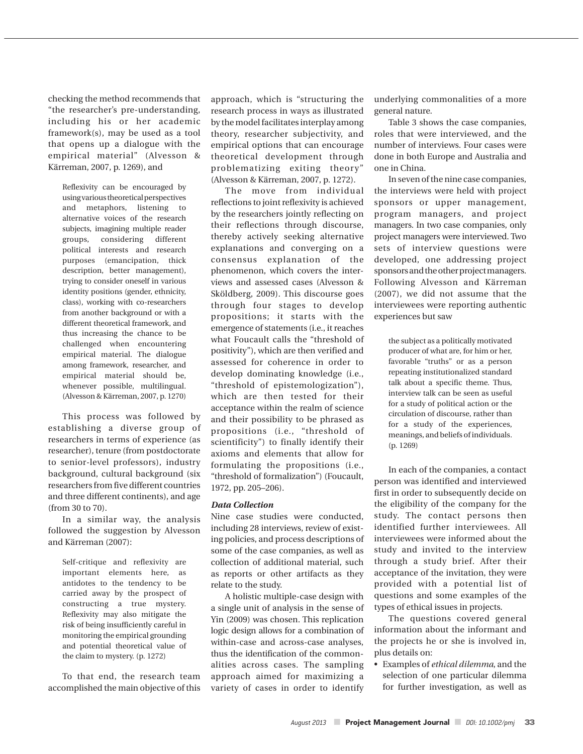checking the method recommends that "the researcher's pre-understanding, including his or her academic framework(s), may be used as a tool that opens up a dialogue with the empirical material" (Alvesson & Kärreman, 2007, p. 1269), and

> Reflexivity can be encouraged by using various theoretical perspectives and metaphors, listening to alternative voices of the research subjects, imagining multiple reader groups, considering different political interests and research purposes (emancipation, thick description, better management), trying to consider oneself in various identity positions (gender, ethnicity, class), working with co-researchers from another background or with a different theoretical framework, and thus increasing the chance to be challenged when encountering empirical material. The dialogue among framework, researcher, and empirical material should be, whenever possible, multilingual. (Alvesson & Kärreman, 2007, p. 1270)

This process was followed by establishing a diverse group of researchers in terms of experience (as researcher), tenure (from postdoctorate to senior-level professors), industry background, cultural background (six researchers from five different countries and three different continents), and age (from 30 to 70).

In a similar way, the analysis followed the suggestion by Alvesson and Kärreman (2007):

> Self-critique and reflexivity are important elements here, as antidotes to the tendency to be carried away by the prospect of constructing a true mystery. Reflexivity may also mitigate the risk of being insufficiently careful in monitoring the empirical grounding and potential theoretical value of the claim to mystery. (p. 1272)

To that end, the research team accomplished the main objective of this approach, which is "structuring the research process in ways as illustrated by the model facilitates interplay among theory, researcher subjectivity, and empirical options that can encourage theoretical development through problematizing exiting theory" (Alvesson & Kärreman, 2007, p. 1272).

The move from individual reflections to joint reflexivity is achieved by the researchers jointly reflecting on their reflections through discourse, thereby actively seeking alternative explanations and converging on a consensus explanation of the phenomenon, which covers the interviews and assessed cases (Alvesson & Sköldberg, 2009). This discourse goes through four stages to develop propositions; it starts with the emergence of statements (i.e., it reaches what Foucault calls the "threshold of positivity"), which are then verified and assessed for coherence in order to develop dominating knowledge (i.e., "threshold of epistemologization"), which are then tested for their acceptance within the realm of science and their possibility to be phrased as propositions (i.e., "threshold of scientificity") to finally identify their axioms and elements that allow for formulating the propositions (i.e., "threshold of formalization") (Foucault, 1972, pp. 205–206).

### *Data Collection*

Nine case studies were conducted, including 28 interviews, review of existing policies, and process descriptions of some of the case companies, as well as collection of additional material, such as reports or other artifacts as they relate to the study.

A holistic multiple-case design with a single unit of analysis in the sense of Yin (2009) was chosen. This replication logic design allows for a combination of within-case and across-case analyses, thus the identification of the commonalities across cases. The sampling approach aimed for maximizing a variety of cases in order to identify underlying commonalities of a more general nature.

Table 3 shows the case companies, roles that were interviewed, and the number of interviews. Four cases were done in both Europe and Australia and one in China.

In seven of the nine case companies, the interviews were held with project sponsors or upper management, program managers, and project managers. In two case companies, only project managers were interviewed. Two sets of interview questions were developed, one addressing project sponsors and the other project managers. Following Alvesson and Kärreman (2007), we did not assume that the interviewees were reporting authentic experiences but saw

> the subject as a politically motivated producer of what are, for him or her, favorable "truths" or as a person repeating institutionalized standard talk about a specific theme. Thus, interview talk can be seen as useful for a study of political action or the circulation of discourse, rather than for a study of the experiences, meanings, and beliefs of individuals. (p. 1269)

In each of the companies, a contact person was identified and interviewed first in order to subsequently decide on the eligibility of the company for the study. The contact persons then identified further interviewees. All interviewees were informed about the study and invited to the interview through a study brief. After their acceptance of the invitation, they were provided with a potential list of questions and some examples of the types of ethical issues in projects.

The questions covered general information about the informant and the projects he or she is involved in, plus details on:

- Examples of *ethical dilemma*, and the selection of one particular dilemma for further investigation, as well as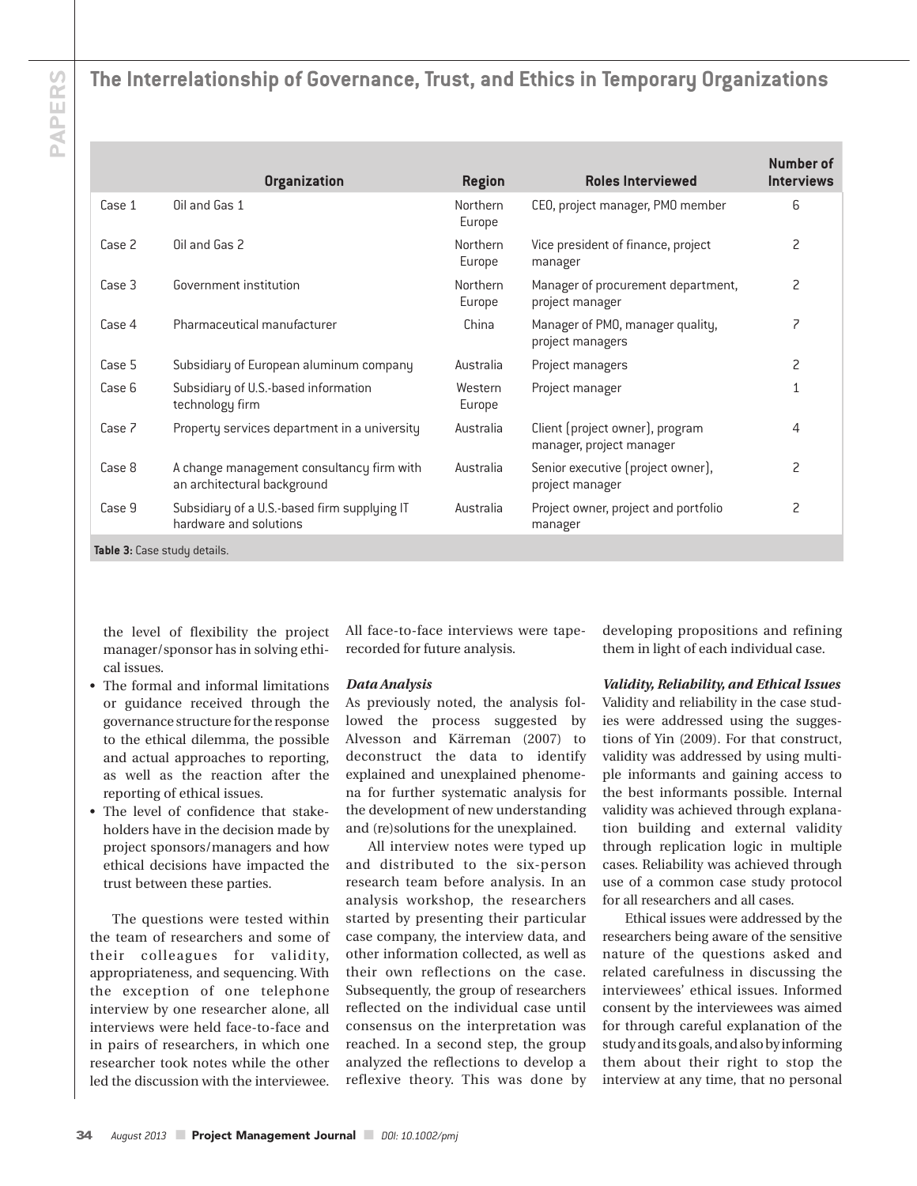| | Organization | Region | Roles Interviewed | Number of Interviews |
|---|---|---|---|---|
| Case 1 | Oil and Gas 1 | Northern Europe | CEO, project manager, PMO member | 6 |
| Case 2 | Oil and Gas 2 | Northern Europe | Vice president of finance, project manager | 2 |
| Case 3 | Government institution | Northern Europe | Manager of procurement department, project manager | 2 |
| Case 4 | Pharmaceutical manufacturer | China | Manager of PMO, manager quality, project managers | 7 |
| Case 5 | Subsidiary of European aluminum company | Australia | Project managers | 2 |
| Case 6 | Subsidiary of U.S.-based information technology firm | Western Europe | Project manager | 1 |
| Case 7 | Property services department in a university | Australia | Client (project owner), program manager, project manager | 4 |
| Case 8 | A change management consultancy firm with an architectural background | Australia | Senior executive (project owner), project manager | 2 |
| Case 9 | Subsidiary of a U.S.-based firm supplying IT hardware and solutions | Australia | Project owner, project and portfolio manager | 2 |

**Table 3:** Case study details.

the level of flexibility the project manager/sponsor has in solving ethical issues.

- The formal and informal limitations or guidance received through the governance structure for the response to the ethical dilemma, the possible and actual approaches to reporting, as well as the reaction after the reporting of ethical issues.
- The level of confidence that stakeholders have in the decision made by project sponsors/managers and how ethical decisions have impacted the trust between these parties.

The questions were tested within the team of researchers and some of their colleagues for validity, appropriateness, and sequencing. With the exception of one telephone interview by one researcher alone, all interviews were held face-to-face and in pairs of researchers, in which one researcher took notes while the other led the discussion with the interviewee. All face-to-face interviews were tape-recorded for future analysis.

### *Data Analysis*

As previously noted, the analysis followed the process suggested by Alvesson and Kärreman (2007) to deconstruct the data to identify explained and unexplained phenomena for further systematic analysis for the development of new understanding and (re)solutions for the unexplained.

All interview notes were typed up and distributed to the six-person research team before analysis. In an analysis workshop, the researchers started by presenting their particular case company, the interview data, and other information collected, as well as their own reflections on the case. Subsequently, the group of researchers reflected on the individual case until consensus on the interpretation was reached. In a second step, the group analyzed the reflections to develop a reflexive theory. This was done by developing propositions and refining them in light of each individual case.

### *Validity, Reliability, and Ethical Issues*

Validity and reliability in the case studies were addressed using the suggestions of Yin (2009). For that construct, validity was addressed by using multiple informants and gaining access to the best informants possible. Internal validity was achieved through explanation building and external validity through replication logic in multiple cases. Reliability was achieved through use of a common case study protocol for all researchers and all cases.

Ethical issues were addressed by the researchers being aware of the sensitive nature of the questions asked and related carefulness in discussing the interviewees' ethical issues. Informed consent by the interviewees was aimed for through careful explanation of the study and its goals, and also by informing them about their right to stop the interview at any time, that no personal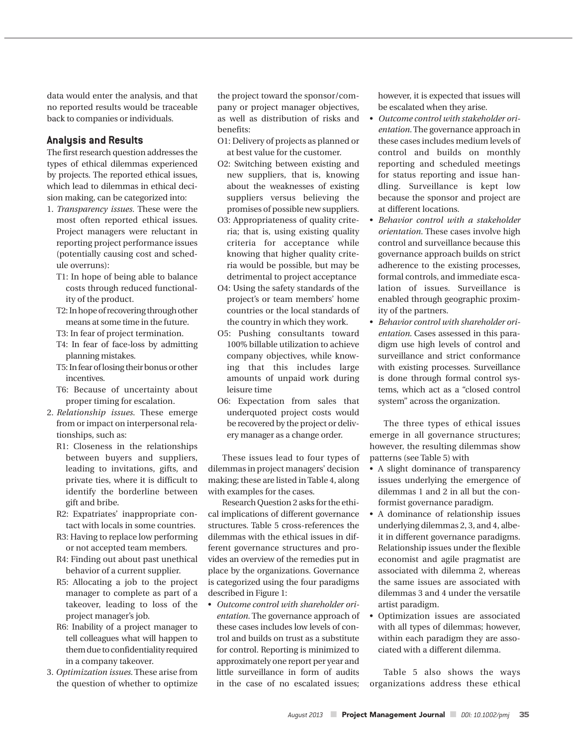data would enter the analysis, and that no reported results would be traceable back to companies or individuals.

## Analysis and Results

The first research question addresses the types of ethical dilemmas experienced by projects. The reported ethical issues, which lead to dilemmas in ethical decision making, can be categorized into:

1. *Transparency issues*. These were the most often reported ethical issues. Project managers were reluctant in reporting project performance issues (potentially causing cost and schedule overruns):
   - T1: In hope of being able to balance costs through reduced functionality of the product.
   - T2: In hope of recovering through other means at some time in the future.
   - T3: In fear of project termination.
   - T4: In fear of face-loss by admitting planning mistakes.
   - T5: In fear of losing their bonus or other incentives.
   - T6: Because of uncertainty about proper timing for escalation.
2. *Relationship issues*. These emerge from or impact on interpersonal relationships, such as:
   - R1: Closeness in the relationships between buyers and suppliers, leading to invitations, gifts, and private ties, where it is difficult to identify the borderline between gift and bribe.
   - R2: Expatriates' inappropriate contact with locals in some countries.
   - R3: Having to replace low performing or not accepted team members.
   - R4: Finding out about past unethical behavior of a current supplier.
   - R5: Allocating a job to the project manager to complete as part of a takeover, leading to loss of the project manager's job.
   - R6: Inability of a project manager to tell colleagues what will happen to them due to confidentiality required in a company takeover.
3. *Optimization issues*. These arise from the question of whether to optimize the project toward the sponsor/company or project manager objectives, as well as distribution of risks and benefits:
   - O1: Delivery of projects as planned or at best value for the customer.
   - O2: Switching between existing and new suppliers, that is, knowing about the weaknesses of existing suppliers versus believing the promises of possible new suppliers.
   - O3: Appropriateness of quality criteria; that is, using existing quality criteria for acceptance while knowing that higher quality criteria would be possible, but may be detrimental to project acceptance
   - O4: Using the safety standards of the project's or team members' home countries or the local standards of the country in which they work.
   - O5: Pushing consultants toward 100% billable utilization to achieve company objectives, while knowing that this includes large amounts of unpaid work during leisure time
   - O6: Expectation from sales that underquoted project costs would be recovered by the project or delivery manager as a change order.

These issues lead to four types of dilemmas in project managers' decision making; these are listed in Table 4, along with examples for the cases.

Research Question 2 asks for the ethical implications of different governance structures. Table 5 cross-references the dilemmas with the ethical issues in different governance structures and provides an overview of the remedies put in place by the organizations. Governance is categorized using the four paradigms described in Figure 1:

- *Outcome control with shareholder orientation*. The governance approach of these cases includes low levels of control and builds on trust as a substitute for control. Reporting is minimized to approximately one report per year and little surveillance in form of audits in the case of no escalated issues; however, it is expected that issues will be escalated when they arise.
- *Outcome control with stakeholder orientation*. The governance approach in these cases includes medium levels of control and builds on monthly reporting and scheduled meetings for status reporting and issue handling. Surveillance is kept low because the sponsor and project are at different locations.
- *Behavior control with a stakeholder orientation*. These cases involve high control and surveillance because this governance approach builds on strict adherence to the existing processes, formal controls, and immediate escalation of issues. Surveillance is enabled through geographic proximity of the partners.
- *Behavior control with shareholder orientation*. Cases assessed in this paradigm use high levels of control and surveillance and strict conformance with existing processes. Surveillance is done through formal control systems, which act as a "closed control system" across the organization.

The three types of ethical issues emerge in all governance structures; however, the resulting dilemmas show patterns (see Table 5) with

- A slight dominance of transparency issues underlying the emergence of dilemmas 1 and 2 in all but the conformist governance paradigm.
- A dominance of relationship issues underlying dilemmas 2, 3, and 4, albeit in different governance paradigms. Relationship issues under the flexible economist and agile pragmatist are associated with dilemma 2, whereas the same issues are associated with dilemmas 3 and 4 under the versatile artist paradigm.
- Optimization issues are associated with all types of dilemmas; however, within each paradigm they are associated with a different dilemma.

Table 5 also shows the ways organizations address these ethical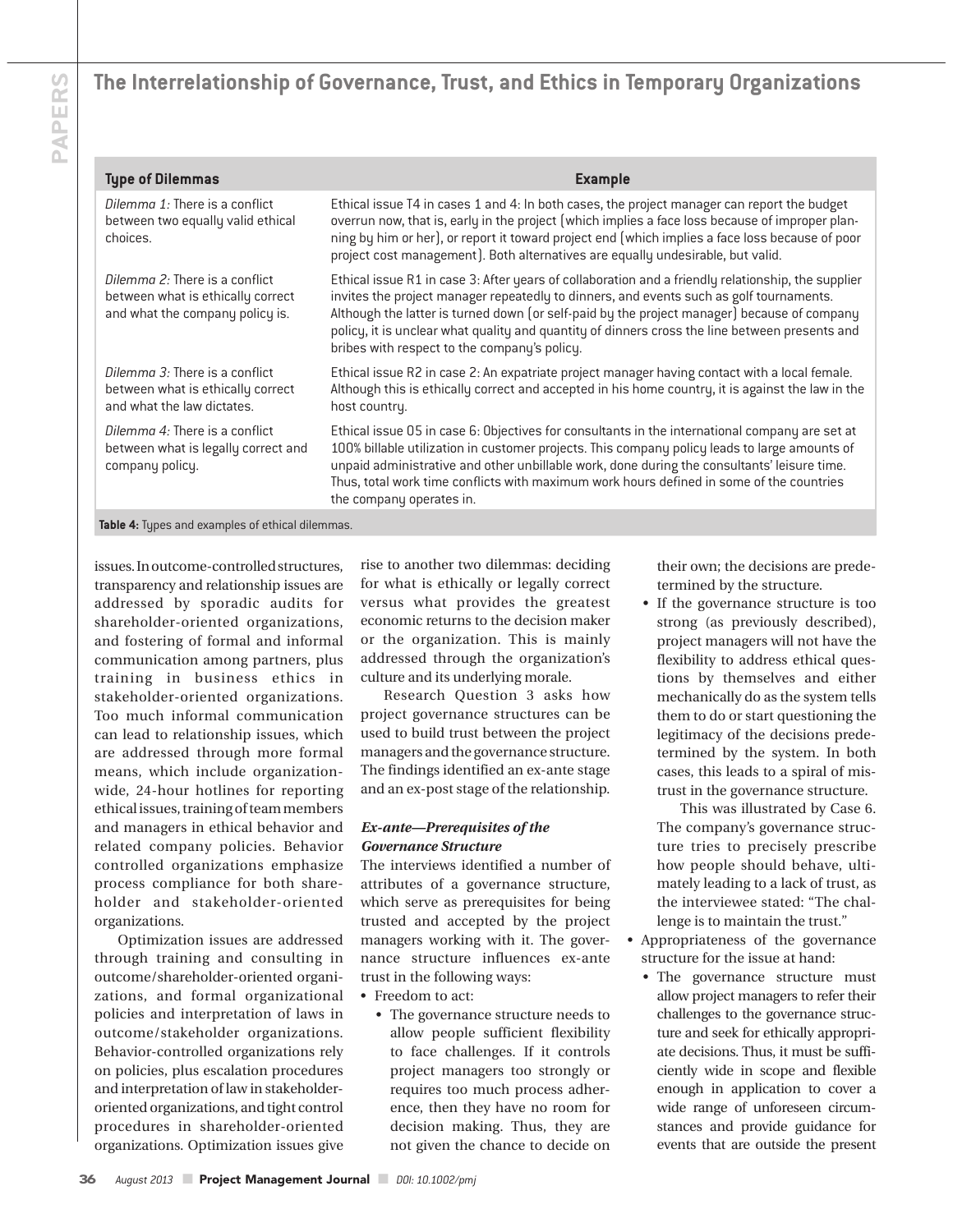| Type of Dilemmas | Example |
|---|---|
| *Dilemma 1:* There is a conflict between two equally valid ethical choices. | Ethical issue T4 in cases 1 and 4: In both cases, the project manager can report the budget overrun now, that is, early in the project (which implies a face loss because of improper planning by him or her), or report it toward project end (which implies a face loss because of poor project cost management). Both alternatives are equally undesirable, but valid. |
| *Dilemma 2:* There is a conflict between what is ethically correct and what the company policy is. | Ethical issue R1 in case 3: After years of collaboration and a friendly relationship, the supplier invites the project manager repeatedly to dinners, and events such as golf tournaments. Although the latter is turned down (or self-paid by the project manager) because of company policy, it is unclear what quality and quantity of dinners cross the line between presents and bribes with respect to the company's policy. |
| *Dilemma 3:* There is a conflict between what is ethically correct and what the law dictates. | Ethical issue R2 in case 2: An expatriate project manager having contact with a local female. Although this is ethically correct and accepted in his home country, it is against the law in the host country. |
| *Dilemma 4:* There is a conflict between what is legally correct and company policy. | Ethical issue O5 in case 6: Objectives for consultants in the international company are set at 100% billable utilization in customer projects. This company policy leads to large amounts of unpaid administrative and other unbillable work, done during the consultants' leisure time. Thus, total work time conflicts with maximum work hours defined in some of the countries the company operates in. |

**Table 4:** Types and examples of ethical dilemmas.

issues. In outcome-controlled structures, transparency and relationship issues are addressed by sporadic audits for shareholder-oriented organizations, and fostering of formal and informal communication among partners, plus training in business ethics in stakeholder-oriented organizations. Too much informal communication can lead to relationship issues, which are addressed through more formal means, which include organization-wide, 24-hour hotlines for reporting ethical issues, training of team members and managers in ethical behavior and related company policies. Behavior controlled organizations emphasize process compliance for both shareholder and stakeholder-oriented organizations.

Optimization issues are addressed through training and consulting in outcome/shareholder-oriented organizations, and formal organizational policies and interpretation of laws in outcome/stakeholder organizations. Behavior-controlled organizations rely on policies, plus escalation procedures and interpretation of law in stakeholder-oriented organizations, and tight control procedures in shareholder-oriented organizations. Optimization issues give rise to another two dilemmas: deciding for what is ethically or legally correct versus what provides the greatest economic returns to the decision maker or the organization. This is mainly addressed through the organization's culture and its underlying morale.

Research Question 3 asks how project governance structures can be used to build trust between the project managers and the governance structure. The findings identified an ex-ante stage and an ex-post stage of the relationship.

### *Ex-ante—Prerequisites of the Governance Structure*

The interviews identified a number of attributes of a governance structure, which serve as prerequisites for being trusted and accepted by the project managers working with it. The governance structure influences ex-ante trust in the following ways:

- Freedom to act:
  - The governance structure needs to allow people sufficient flexibility to face challenges. If it controls project managers too strongly or requires too much process adherence, then they have no room for decision making. Thus, they are not given the chance to decide on their own; the decisions are predetermined by the structure.
  - If the governance structure is too strong (as previously described), project managers will not have the flexibility to address ethical questions by themselves and either mechanically do as the system tells them to do or start questioning the legitimacy of the decisions predetermined by the system. In both cases, this leads to a spiral of mistrust in the governance structure.

    This was illustrated by Case 6. The company's governance structure tries to precisely prescribe how people should behave, ultimately leading to a lack of trust, as the interviewee stated: "The challenge is to maintain the trust."
- Appropriateness of the governance structure for the issue at hand:
  - The governance structure must allow project managers to refer their challenges to the governance structure and seek for ethically appropriate decisions. Thus, it must be sufficiently wide in scope and flexible enough in application to cover a wide range of unforeseen circumstances and provide guidance for events that are outside the present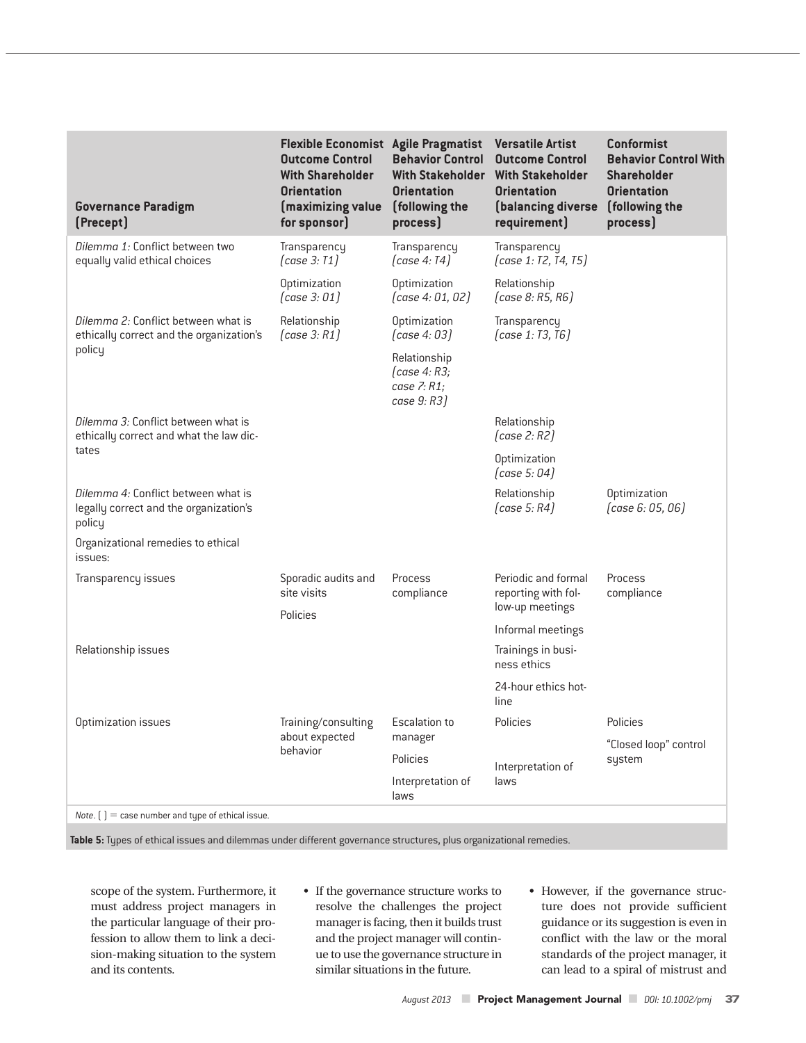| Governance Paradigm (Precept) | Flexible Economist Outcome Control With Shareholder Orientation (maximizing value for sponsor) | Agile Pragmatist Behavior Control With Stakeholder Orientation (following the process) | Versatile Artist Outcome Control With Stakeholder Orientation (balancing diverse requirement) | Conformist Behavior Control With Shareholder Orientation (following the process) |
|---|---|---|---|---|
| *Dilemma 1:* Conflict between two equally valid ethical choices | Transparency *(case 3: T1)* | Transparency *(case 4: T4)* | Transparency *(case 1: T2, T4, T5)* | |
| | Optimization *(case 3: 01)* | Optimization *(case 4: 01, 02)* | Relationship *(case 8: R5, R6)* | |
| *Dilemma 2:* Conflict between what is ethically correct and the organization's policy | Relationship *(case 3: R1)* | Optimization *(case 4: 03)* | Transparency *(case 1: T3, T6)* | |
| | | Relationship *(case 4: R3; case 7: R1; case 9: R3)* | | |
| *Dilemma 3:* Conflict between what is ethically correct and what the law dictates | | | Relationship *(case 2: R2)* | |
| | | | Optimization *(case 5: 04)* | |
| *Dilemma 4:* Conflict between what is legally correct and the organization's policy | | | Relationship *(case 5: R4)* | Optimization *(case 6: 05, 06)* |
| Organizational remedies to ethical issues: | | | | |
| Transparency issues | Sporadic audits and site visits | Process compliance | Periodic and formal reporting with follow-up meetings | Process compliance |
| | Policies | | Informal meetings | |
| Relationship issues | | | Trainings in business ethics | |
| | | | 24-hour ethics hotline | |
| Optimization issues | Training/consulting about expected behavior | Escalation to manager | Policies | Policies |
| | | Policies | | "Closed loop" control system |
| | | Interpretation of laws | Interpretation of laws | |

*Note*. ( ) = case number and type of ethical issue.

**Table 5:** Types of ethical issues and dilemmas under different governance structures, plus organizational remedies.

scope of the system. Furthermore, it must address project managers in the particular language of their profession to allow them to link a decision-making situation to the system and its contents.

- If the governance structure works to resolve the challenges the project manager is facing, then it builds trust and the project manager will continue to use the governance structure in similar situations in the future.
- However, if the governance structure does not provide sufficient guidance or its suggestion is even in conflict with the law or the moral standards of the project manager, it can lead to a spiral of mistrust and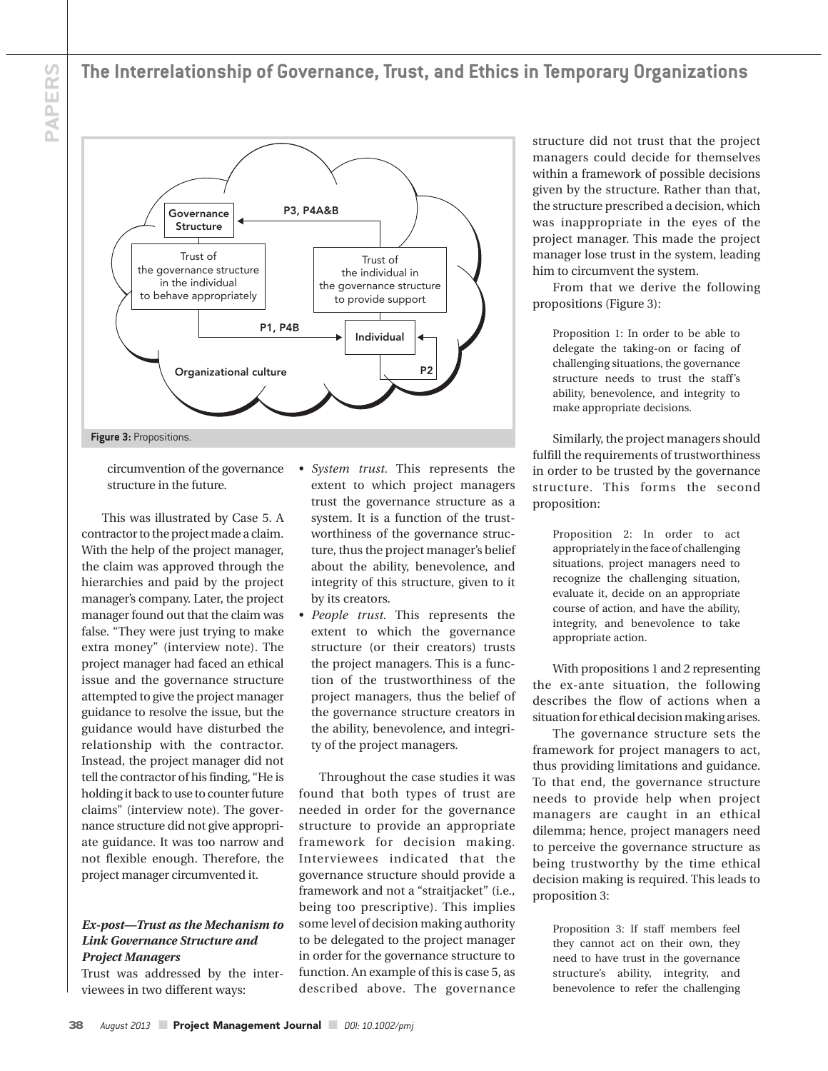Governance Structure

Trust of the governance structure in the individual to behave appropriately

P3, P4A&B

Trust of the individual in the governance structure to provide support

P1, P4B

Individual

P2

Organizational culture

**Figure 3:** Propositions.

circumvention of the governance structure in the future.

This was illustrated by Case 5. A contractor to the project made a claim. With the help of the project manager, the claim was approved through the hierarchies and paid by the project manager's company. Later, the project manager found out that the claim was false. "They were just trying to make extra money" (interview note). The project manager had faced an ethical issue and the governance structure attempted to give the project manager guidance to resolve the issue, but the guidance would have disturbed the relationship with the contractor. Instead, the project manager did not tell the contractor of his finding, "He is holding it back to use to counter future claims" (interview note). The governance structure did not give appropriate guidance. It was too narrow and not flexible enough. Therefore, the project manager circumvented it.

### *Ex-post—Trust as the Mechanism to Link Governance Structure and Project Managers*

Trust was addressed by the interviewees in two different ways:

- *System trust.* This represents the extent to which project managers trust the governance structure as a system. It is a function of the trustworthiness of the governance structure, thus the project manager's belief about the ability, benevolence, and integrity of this structure, given to it by its creators.
- *People trust.* This represents the extent to which the governance structure (or their creators) trusts the project managers. This is a function of the trustworthiness of the project managers, thus the belief of the governance structure creators in the ability, benevolence, and integrity of the project managers.

Throughout the case studies it was found that both types of trust are needed in order for the governance structure to provide an appropriate framework for decision making. Interviewees indicated that the governance structure should provide a framework and not a "straitjacket" (i.e., being too prescriptive). This implies some level of decision making authority to be delegated to the project manager in order for the governance structure to function. An example of this is case 5, as described above. The governance structure did not trust that the project managers could decide for themselves within a framework of possible decisions given by the structure. Rather than that, the structure prescribed a decision, which was inappropriate in the eyes of the project manager. This made the project manager lose trust in the system, leading him to circumvent the system.

From that we derive the following propositions (Figure 3):

> Proposition 1: In order to be able to delegate the taking-on or facing of challenging situations, the governance structure needs to trust the staff's ability, benevolence, and integrity to make appropriate decisions.

Similarly, the project managers should fulfill the requirements of trustworthiness in order to be trusted by the governance structure. This forms the second proposition:

> Proposition 2: In order to act appropriately in the face of challenging situations, project managers need to recognize the challenging situation, evaluate it, decide on an appropriate course of action, and have the ability, integrity, and benevolence to take appropriate action.

With propositions 1 and 2 representing the ex-ante situation, the following describes the flow of actions when a situation for ethical decision making arises.

The governance structure sets the framework for project managers to act, thus providing limitations and guidance. To that end, the governance structure needs to provide help when project managers are caught in an ethical dilemma; hence, project managers need to perceive the governance structure as being trustworthy by the time ethical decision making is required. This leads to proposition 3:

> Proposition 3: If staff members feel they cannot act on their own, they need to have trust in the governance structure's ability, integrity, and benevolence to refer the challenging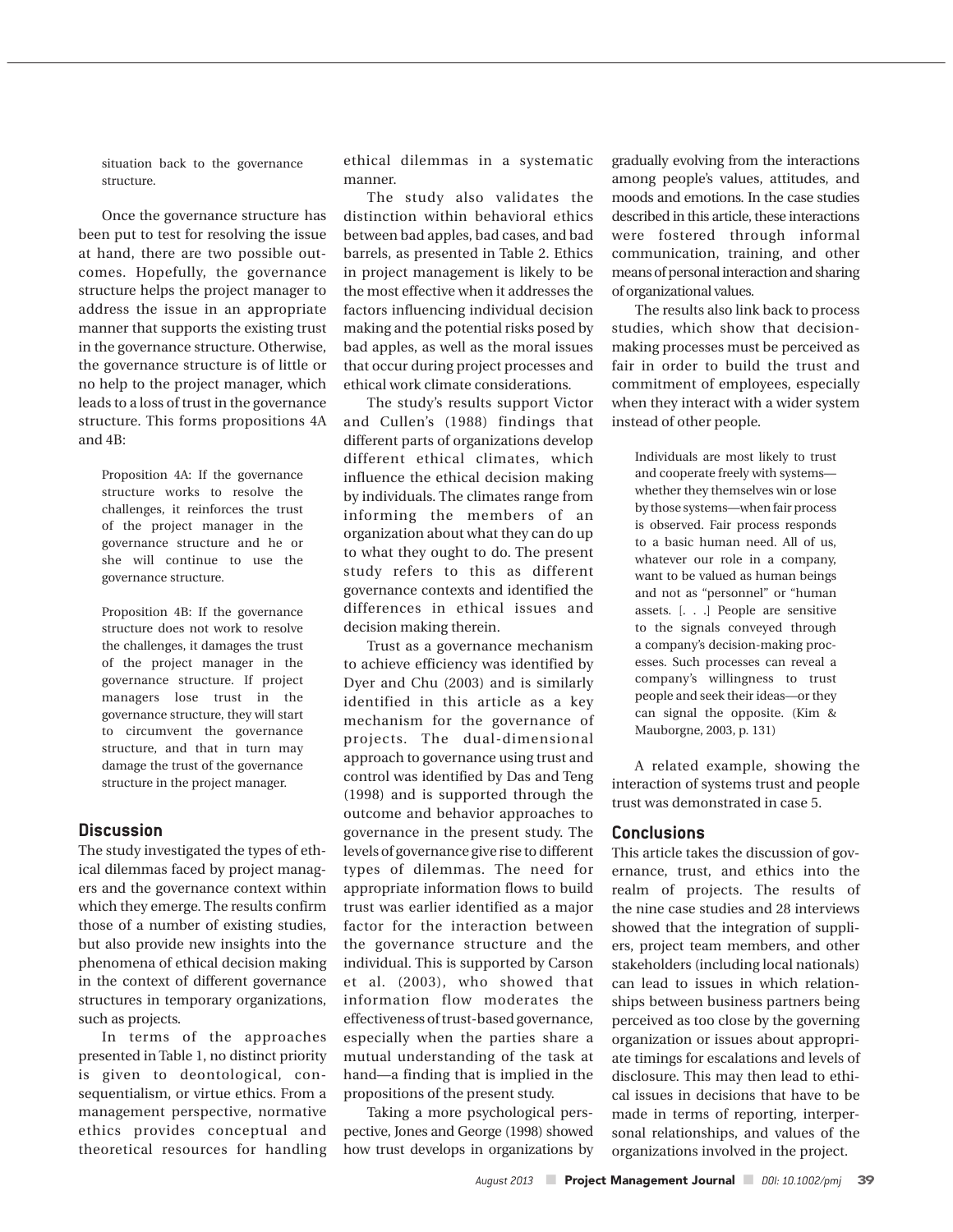situation back to the governance structure.

Once the governance structure has been put to test for resolving the issue at hand, there are two possible outcomes. Hopefully, the governance structure helps the project manager to address the issue in an appropriate manner that supports the existing trust in the governance structure. Otherwise, the governance structure is of little or no help to the project manager, which leads to a loss of trust in the governance structure. This forms propositions 4A and 4B:

> Proposition 4A: If the governance structure works to resolve the challenges, it reinforces the trust of the project manager in the governance structure and he or she will continue to use the governance structure.

> Proposition 4B: If the governance structure does not work to resolve the challenges, it damages the trust of the project manager in the governance structure. If project managers lose trust in the governance structure, they will start to circumvent the governance structure, and that in turn may damage the trust of the governance structure in the project manager.

## Discussion

The study investigated the types of ethical dilemmas faced by project managers and the governance context within which they emerge. The results confirm those of a number of existing studies, but also provide new insights into the phenomena of ethical decision making in the context of different governance structures in temporary organizations, such as projects.

In terms of the approaches presented in Table 1, no distinct priority is given to deontological, consequentialism, or virtue ethics. From a management perspective, normative ethics provides conceptual and theoretical resources for handling ethical dilemmas in a systematic manner.

The study also validates the distinction within behavioral ethics between bad apples, bad cases, and bad barrels, as presented in Table 2. Ethics in project management is likely to be the most effective when it addresses the factors influencing individual decision making and the potential risks posed by bad apples, as well as the moral issues that occur during project processes and ethical work climate considerations.

The study's results support Victor and Cullen's (1988) findings that different parts of organizations develop different ethical climates, which influence the ethical decision making by individuals. The climates range from informing the members of an organization about what they can do up to what they ought to do. The present study refers to this as different governance contexts and identified the differences in ethical issues and decision making therein.

Trust as a governance mechanism to achieve efficiency was identified by Dyer and Chu (2003) and is similarly identified in this article as a key mechanism for the governance of projects. The dual-dimensional approach to governance using trust and control was identified by Das and Teng (1998) and is supported through the outcome and behavior approaches to governance in the present study. The levels of governance give rise to different types of dilemmas. The need for appropriate information flows to build trust was earlier identified as a major factor for the interaction between the governance structure and the individual. This is supported by Carson et al. (2003), who showed that information flow moderates the effectiveness of trust-based governance, especially when the parties share a mutual understanding of the task at hand—a finding that is implied in the propositions of the present study.

Taking a more psychological perspective, Jones and George (1998) showed how trust develops in organizations by gradually evolving from the interactions among people's values, attitudes, and moods and emotions. In the case studies described in this article, these interactions were fostered through informal communication, training, and other means of personal interaction and sharing of organizational values.

The results also link back to process studies, which show that decision-making processes must be perceived as fair in order to build the trust and commitment of employees, especially when they interact with a wider system instead of other people.

> Individuals are most likely to trust and cooperate freely with systems—whether they themselves win or lose by those systems—when fair process is observed. Fair process responds to a basic human need. All of us, whatever our role in a company, want to be valued as human beings and not as "personnel" or "human assets. [. . .] People are sensitive to the signals conveyed through a company's decision-making processes. Such processes can reveal a company's willingness to trust people and seek their ideas—or they can signal the opposite. (Kim & Mauborgne, 2003, p. 131)

A related example, showing the interaction of systems trust and people trust was demonstrated in case 5.

## Conclusions

This article takes the discussion of governance, trust, and ethics into the realm of projects. The results of the nine case studies and 28 interviews showed that the integration of suppliers, project team members, and other stakeholders (including local nationals) can lead to issues in which relationships between business partners being perceived as too close by the governing organization or issues about appropriate timings for escalations and levels of disclosure. This may then lead to ethical issues in decisions that have to be made in terms of reporting, interpersonal relationships, and values of the organizations involved in the project.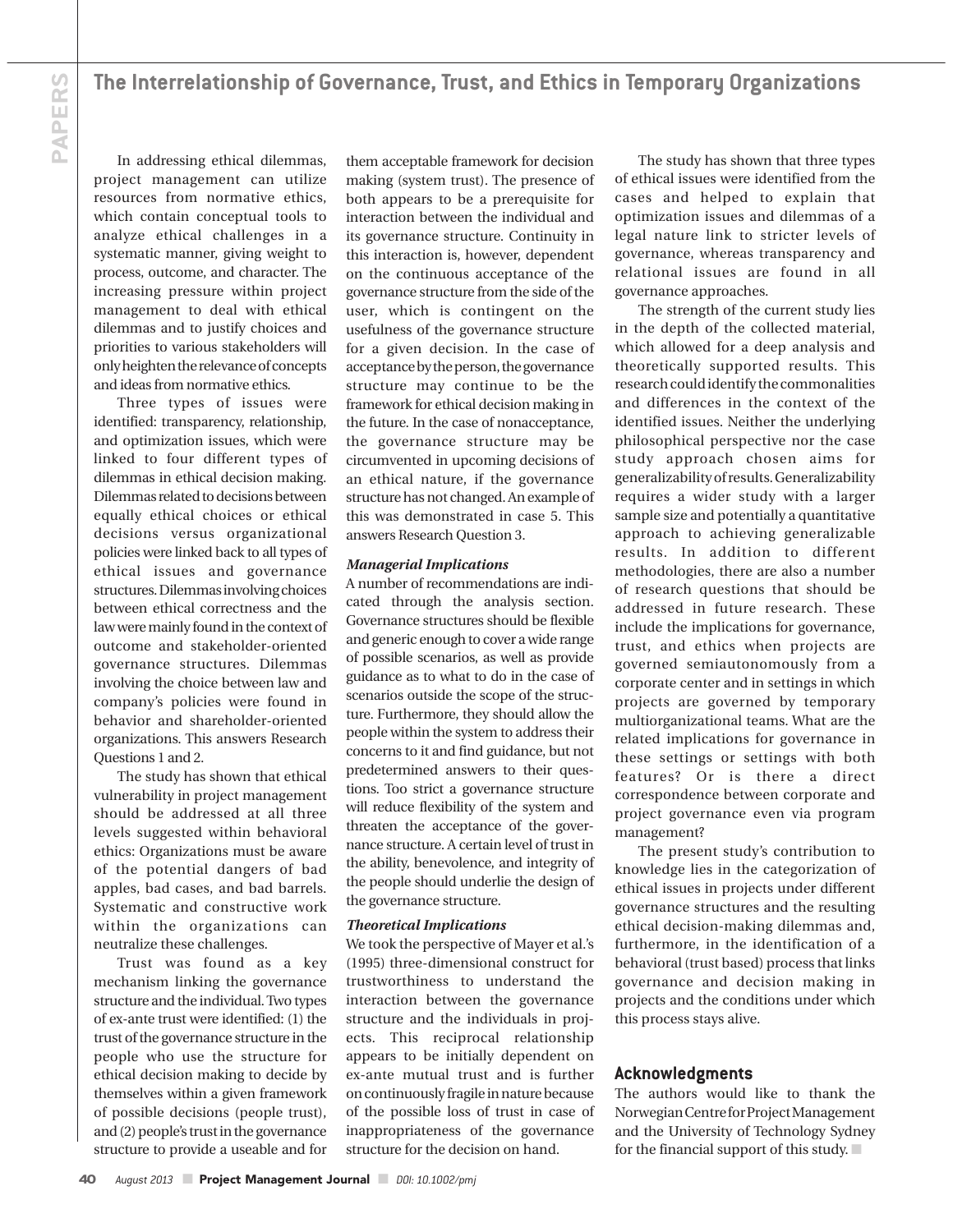In addressing ethical dilemmas, project management can utilize resources from normative ethics, which contain conceptual tools to analyze ethical challenges in a systematic manner, giving weight to process, outcome, and character. The increasing pressure within project management to deal with ethical dilemmas and to justify choices and priorities to various stakeholders will only heighten the relevance of concepts and ideas from normative ethics.

Three types of issues were identified: transparency, relationship, and optimization issues, which were linked to four different types of dilemmas in ethical decision making. Dilemmas related to decisions between equally ethical choices or ethical decisions versus organizational policies were linked back to all types of ethical issues and governance structures. Dilemmas involving choices between ethical correctness and the law were mainly found in the context of outcome and stakeholder-oriented governance structures. Dilemmas involving the choice between law and company's policies were found in behavior and shareholder-oriented organizations. This answers Research Questions 1 and 2.

The study has shown that ethical vulnerability in project management should be addressed at all three levels suggested within behavioral ethics: Organizations must be aware of the potential dangers of bad apples, bad cases, and bad barrels. Systematic and constructive work within the organizations can neutralize these challenges.

Trust was found as a key mechanism linking the governance structure and the individual. Two types of ex-ante trust were identified: (1) the trust of the governance structure in the people who use the structure for ethical decision making to decide by themselves within a given framework of possible decisions (people trust), and (2) people's trust in the governance structure to provide a useable and for them acceptable framework for decision making (system trust). The presence of both appears to be a prerequisite for interaction between the individual and its governance structure. Continuity in this interaction is, however, dependent on the continuous acceptance of the governance structure from the side of the user, which is contingent on the usefulness of the governance structure for a given decision. In the case of acceptance by the person, the governance structure may continue to be the framework for ethical decision making in the future. In the case of nonacceptance, the governance structure may be circumvented in upcoming decisions of an ethical nature, if the governance structure has not changed. An example of this was demonstrated in case 5. This answers Research Question 3.

### *Managerial Implications*

A number of recommendations are indicated through the analysis section. Governance structures should be flexible and generic enough to cover a wide range of possible scenarios, as well as provide guidance as to what to do in the case of scenarios outside the scope of the structure. Furthermore, they should allow the people within the system to address their concerns to it and find guidance, but not predetermined answers to their questions. Too strict a governance structure will reduce flexibility of the system and threaten the acceptance of the governance structure. A certain level of trust in the ability, benevolence, and integrity of the people should underlie the design of the governance structure.

### *Theoretical Implications*

We took the perspective of Mayer et al.'s (1995) three-dimensional construct for trustworthiness to understand the interaction between the governance structure and the individuals in projects. This reciprocal relationship appears to be initially dependent on ex-ante mutual trust and is further on continuously fragile in nature because of the possible loss of trust in case of inappropriateness of the governance structure for the decision on hand.

The study has shown that three types of ethical issues were identified from the cases and helped to explain that optimization issues and dilemmas of a legal nature link to stricter levels of governance, whereas transparency and relational issues are found in all governance approaches.

The strength of the current study lies in the depth of the collected material, which allowed for a deep analysis and theoretically supported results. This research could identify the commonalities and differences in the context of the identified issues. Neither the underlying philosophical perspective nor the case study approach chosen aims for generalizability of results. Generalizability requires a wider study with a larger sample size and potentially a quantitative approach to achieving generalizable results. In addition to different methodologies, there are also a number of research questions that should be addressed in future research. These include the implications for governance, trust, and ethics when projects are governed semiautonomously from a corporate center and in settings in which projects are governed by temporary multiorganizational teams. What are the related implications for governance in these settings or settings with both features? Or is there a direct correspondence between corporate and project governance even via program management?

The present study's contribution to knowledge lies in the categorization of ethical issues in projects under different governance structures and the resulting ethical decision-making dilemmas and, furthermore, in the identification of a behavioral (trust based) process that links governance and decision making in projects and the conditions under which this process stays alive.

## Acknowledgments

The authors would like to thank the Norwegian Centre for Project Management and the University of Technology Sydney for the financial support of this study.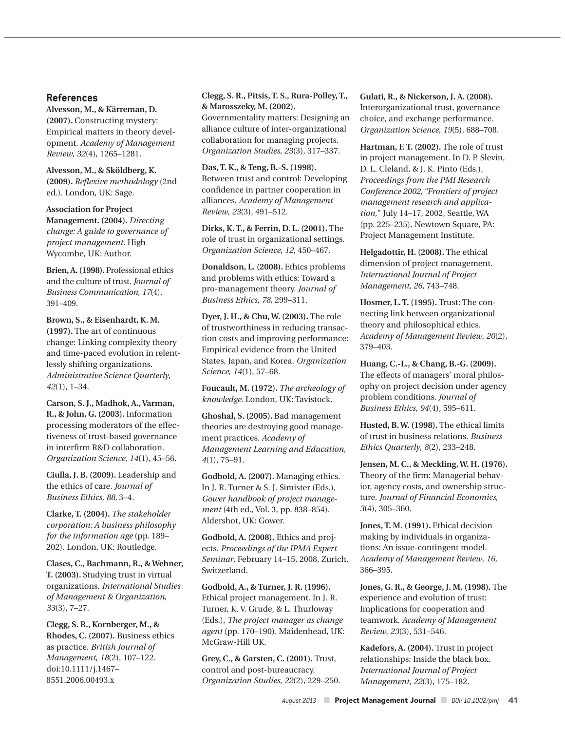## References

**Alvesson, M., & Kärreman, D. (2007).** Constructing mystery: Empirical matters in theory development. *Academy of Management Review, 32*(4), 1265–1281.

**Alvesson, M., & Sköldberg, K. (2009).** *Reflexive methodology* (2nd ed.). London, UK: Sage.

**Association for Project Management. (2004).** *Directing change: A guide to governance of project management.* High Wycombe, UK: Author.

**Brien, A. (1998).** Professional ethics and the culture of trust. *Journal of Business Communication, 17*(4), 391–409.

**Brown, S., & Eisenhardt, K. M. (1997).** The art of continuous change: Linking complexity theory and time-paced evolution in relentlessly shifting organizations. *Administrative Science Quarterly, 42*(1), 1–34.

**Carson, S. J., Madhok, A., Varman, R., & John, G. (2003).** Information processing moderators of the effectiveness of trust-based governance in interfirm R&D collaboration. *Organization Science, 14*(1), 45–56.

**Ciulla, J. B. (2009).** Leadership and the ethics of care. *Journal of Business Ethics, 88,* 3–4.

**Clarke, T. (2004).** *The stakeholder corporation: A business philosophy for the information age* (pp. 189–202). London, UK: Routledge.

**Clases, C., Bachmann, R., & Wehner, T. (2003).** Studying trust in virtual organizations. *International Studies of Management & Organization, 33*(3), 7–27.

**Clegg, S. R., Kornberger, M., & Rhodes, C. (2007).** Business ethics as practice. *British Journal of Management, 18*(2), 107–122. doi:10.1111/j.1467–8551.2006.00493.x

**Clegg, S. R., Pitsis, T. S., Rura-Polley, T., & Marosszeky, M. (2002).** Governmentality matters: Designing an alliance culture of inter-organizational collaboration for managing projects. *Organization Studies, 23*(3), 317–337.

**Das, T. K., & Teng, B.-S. (1998).** Between trust and control: Developing confidence in partner cooperation in alliances. *Academy of Management Review, 23*(3), 491–512.

**Dirks, K. T., & Ferrin, D. L. (2001).** The role of trust in organizational settings. *Organization Science, 12,* 450–467.

**Donaldson, L. (2008).** Ethics problems and problems with ethics: Toward a pro-management theory. *Journal of Business Ethics, 78,* 299–311.

**Dyer, J. H., & Chu, W. (2003).** The role of trustworthiness in reducing transaction costs and improving performance: Empirical evidence from the United States, Japan, and Korea. *Organization Science, 14*(1), 57–68.

**Foucault, M. (1972).** *The archeology of knowledge.* London, UK: Tavistock.

**Ghoshal, S. (2005).** Bad management theories are destroying good management practices. *Academy of Management Learning and Education, 4*(1), 75–91.

**Godbold, A. (2007).** Managing ethics. In J. R. Turner & S. J. Simister (Eds.), *Gower handbook of project management* (4th ed., Vol. 3, pp. 838–854). Aldershot, UK: Gower.

**Godbold, A. (2008).** Ethics and projects. *Proceedings of the IPMA Expert Seminar,* February 14–15, 2008, Zurich, Switzerland.

**Godbold, A., & Turner, J. R. (1996).** Ethical project management. In J. R. Turner, K. V. Grude, & L. Thurloway (Eds.), *The project manager as change agent* (pp. 170–190). Maidenhead, UK: McGraw-Hill UK.

**Grey, C., & Garsten, C. (2001).** Trust, control and post-bureaucracy. *Organization Studies, 22*(2), 229–250.

**Gulati, R., & Nickerson, J. A. (2008).** Interorganizational trust, governance choice, and exchange performance. *Organization Science, 19*(5), 688–708.

**Hartman, F. T. (2002).** The role of trust in project management. In D. P. Slevin, D. L. Cleland, & J. K. Pinto (Eds.), *Proceedings from the PMI Research Conference 2002, "Frontiers of project management research and application,"* July 14–17, 2002, Seattle, WA (pp. 225–235). Newtown Square, PA: Project Management Institute.

**Helgadottir, H. (2008).** The ethical dimension of project management. *International Journal of Project Management, 26,* 743–748.

**Hosmer, L. T. (1995).** Trust: The connecting link between organizational theory and philosophical ethics. *Academy of Management Review, 20*(2), 379–403.

**Huang, C.-L., & Chang, B.-G. (2009).** The effects of managers' moral philosophy on project decision under agency problem conditions. *Journal of Business Ethics, 94*(4), 595–611.

**Husted, B. W. (1998).** The ethical limits of trust in business relations. *Business Ethics Quarterly, 8*(2), 233–248.

**Jensen, M. C., & Meckling, W. H. (1976).** Theory of the firm: Managerial behavior, agency costs, and ownership structure. *Journal of Financial Economics, 3*(4), 305–360.

**Jones, T. M. (1991).** Ethical decision making by individuals in organizations: An issue-contingent model. *Academy of Management Review, 16,* 366–395.

**Jones, G. R., & George, J. M. (1998).** The experience and evolution of trust: Implications for cooperation and teamwork. *Academy of Management Review, 23*(3), 531–546.

**Kadefors, A. (2004).** Trust in project relationships: Inside the black box. *International Journal of Project Management, 22*(3), 175–182.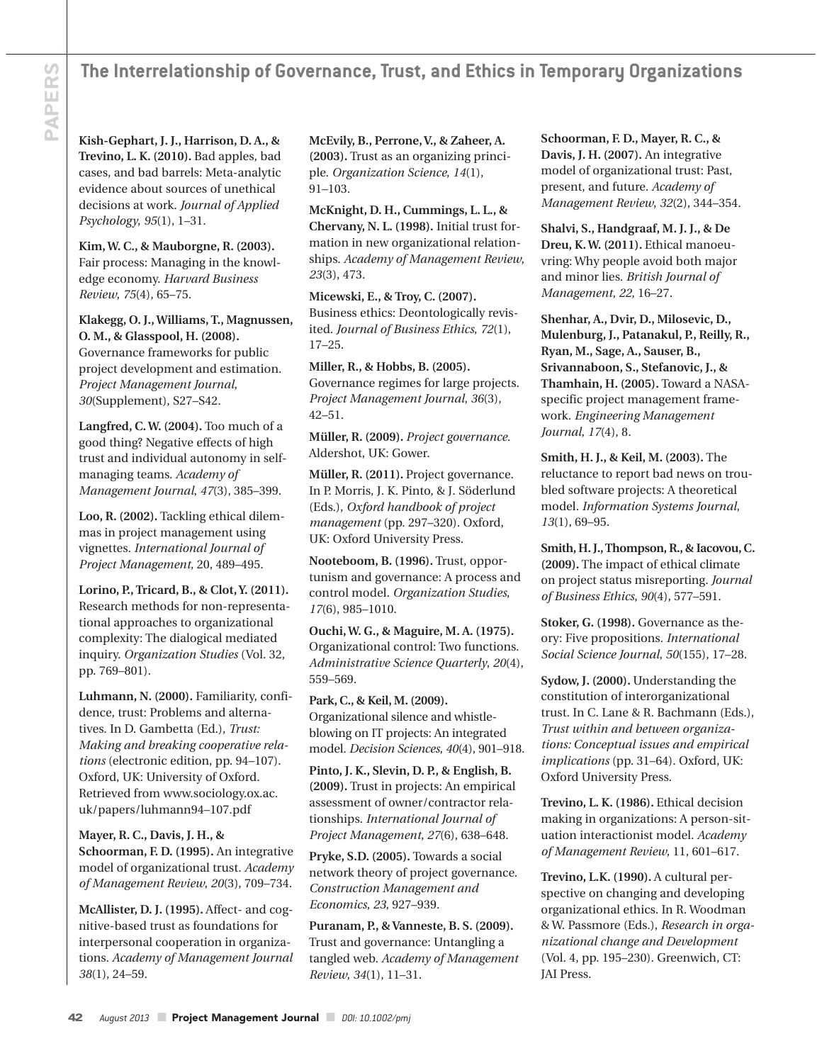**Kish-Gephart, J. J., Harrison, D. A., & Trevino, L. K. (2010).** Bad apples, bad cases, and bad barrels: Meta-analytic evidence about sources of unethical decisions at work. *Journal of Applied Psychology, 95*(1), 1–31.

**Kim, W. C., & Mauborgne, R. (2003).** Fair process: Managing in the knowledge economy. *Harvard Business Review, 75*(4), 65–75.

**Klakegg, O. J., Williams, T., Magnussen, O. M., & Glasspool, H. (2008).** Governance frameworks for public project development and estimation. *Project Management Journal, 30*(Supplement), S27–S42.

**Langfred, C. W. (2004).** Too much of a good thing? Negative effects of high trust and individual autonomy in self-managing teams. *Academy of Management Journal, 47*(3), 385–399.

**Loo, R. (2002).** Tackling ethical dilemmas in project management using vignettes. *International Journal of Project Management*, 20, 489–495.

**Lorino, P., Tricard, B., & Clot, Y. (2011).** Research methods for non-representational approaches to organizational complexity: The dialogical mediated inquiry. *Organization Studies* (Vol. 32, pp. 769–801).

**Luhmann, N. (2000).** Familiarity, confidence, trust: Problems and alternatives. In D. Gambetta (Ed.), *Trust: Making and breaking cooperative relations* (electronic edition, pp. 94–107). Oxford, UK: University of Oxford. Retrieved from www.sociology.ox.ac.uk/papers/luhmann94–107.pdf

**Mayer, R. C., Davis, J. H., & Schoorman, F. D. (1995).** An integrative model of organizational trust. *Academy of Management Review, 20*(3), 709–734.

**McAllister, D. J. (1995).** Affect- and cognitive-based trust as foundations for interpersonal cooperation in organizations. *Academy of Management Journal 38*(1), 24–59.

**McEvily, B., Perrone, V., & Zaheer, A. (2003).** Trust as an organizing principle. *Organization Science, 14*(1), 91–103.

**McKnight, D. H., Cummings, L. L., & Chervany, N. L. (1998).** Initial trust formation in new organizational relationships. *Academy of Management Review, 23*(3), 473.

**Micewski, E., & Troy, C. (2007).** Business ethics: Deontologically revisited. *Journal of Business Ethics, 72*(1), 17–25.

**Miller, R., & Hobbs, B. (2005).** Governance regimes for large projects. *Project Management Journal, 36*(3), 42–51.

**Müller, R. (2009).** *Project governance.* Aldershot, UK: Gower.

**Müller, R. (2011).** Project governance. In P. Morris, J. K. Pinto, & J. Söderlund (Eds.), *Oxford handbook of project management* (pp. 297–320). Oxford, UK: Oxford University Press.

**Nooteboom, B. (1996).** Trust, opportunism and governance: A process and control model. *Organization Studies, 17*(6), 985–1010.

**Ouchi, W. G., & Maguire, M. A. (1975).** Organizational control: Two functions. *Administrative Science Quarterly, 20*(4), 559–569.

**Park, C., & Keil, M. (2009).** Organizational silence and whistle-blowing on IT projects: An integrated model. *Decision Sciences, 40*(4), 901–918.

**Pinto, J. K., Slevin, D. P., & English, B. (2009).** Trust in projects: An empirical assessment of owner/contractor relationships. *International Journal of Project Management, 27*(6), 638–648.

**Pryke, S.D. (2005).** Towards a social network theory of project governance. *Construction Management and Economics, 23*, 927–939.

**Puranam, P., & Vanneste, B. S. (2009).** Trust and governance: Untangling a tangled web. *Academy of Management Review, 34*(1), 11–31.

**Schoorman, F. D., Mayer, R. C., & Davis, J. H. (2007).** An integrative model of organizational trust: Past, present, and future. *Academy of Management Review, 32*(2), 344–354.

**Shalvi, S., Handgraaf, M. J. J., & De Dreu, K. W. (2011).** Ethical manoeuvring: Why people avoid both major and minor lies. *British Journal of Management, 22*, 16–27.

**Shenhar, A., Dvir, D., Milosevic, D., Mulenburg, J., Patanakul, P., Reilly, R., Ryan, M., Sage, A., Sauser, B., Srivannaboon, S., Stefanovic, J., & Thamhain, H. (2005).** Toward a NASA-specific project management framework. *Engineering Management Journal, 17*(4), 8.

**Smith, H. J., & Keil, M. (2003).** The reluctance to report bad news on troubled software projects: A theoretical model. *Information Systems Journal, 13*(1), 69–95.

**Smith, H. J., Thompson, R., & Iacovou, C. (2009).** The impact of ethical climate on project status misreporting. *Journal of Business Ethics, 90*(4), 577–591.

**Stoker, G. (1998).** Governance as theory: Five propositions. *International Social Science Journal, 50*(155), 17–28.

**Sydow, J. (2000).** Understanding the constitution of interorganizational trust. In C. Lane & R. Bachmann (Eds.), *Trust within and between organizations: Conceptual issues and empirical implications* (pp. 31–64). Oxford, UK: Oxford University Press.

**Trevino, L. K. (1986).** Ethical decision making in organizations: A person-situation interactionist model. *Academy of Management Review*, 11, 601–617.

**Trevino, L.K. (1990).** A cultural perspective on changing and developing organizational ethics. In R. Woodman & W. Passmore (Eds.), *Research in organizational change and Development* (Vol. 4, pp. 195–230). Greenwich, CT: JAI Press.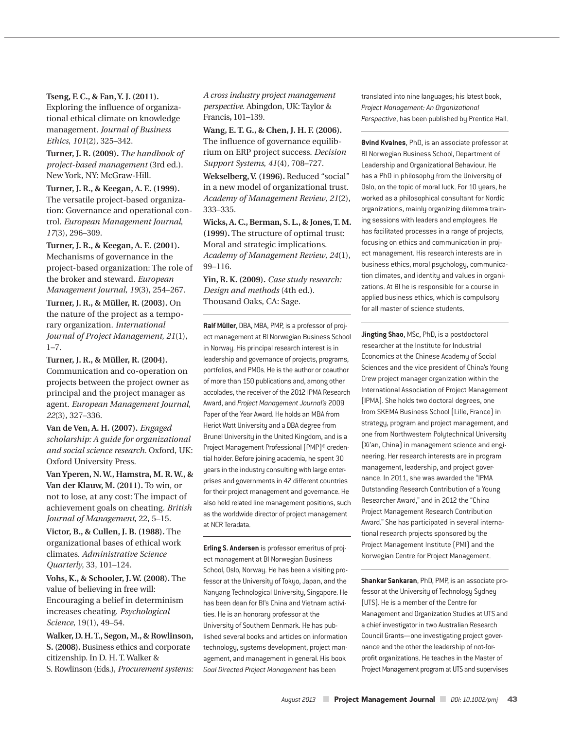**Tseng, F. C., & Fan, Y. J. (2011).** Exploring the influence of organizational ethical climate on knowledge management. *Journal of Business Ethics, 101*(2), 325–342.

**Turner, J. R. (2009).** *The handbook of project-based management* (3rd ed.). New York, NY: McGraw-Hill.

**Turner, J. R., & Keegan, A. E. (1999).** The versatile project-based organization: Governance and operational control. *European Management Journal, 17*(3), 296–309.

**Turner, J. R., & Keegan, A. E. (2001).** Mechanisms of governance in the project-based organization: The role of the broker and steward. *European Management Journal, 19*(3), 254–267.

**Turner, J. R., & Müller, R. (2003).** On the nature of the project as a temporary organization. *International Journal of Project Management, 21*(1), 1–7.

**Turner, J. R., & Müller, R. (2004).** Communication and co-operation on projects between the project owner as principal and the project manager as agent. *European Management Journal, 22*(3), 327–336.

**Van de Ven, A. H. (2007).** *Engaged scholarship: A guide for organizational and social science research*. Oxford, UK: Oxford University Press.

**Van Yperen, N. W., Hamstra, M. R. W., & Van der Klauw, M. (2011).** To win, or not to lose, at any cost: The impact of achievement goals on cheating. *British Journal of Management*, 22, 5–15.

**Victor, B., & Cullen, J. B. (1988).** The organizational bases of ethical work climates. *Administrative Science Quarterly*, 33, 101–124.

**Vohs, K., & Schooler, J. W. (2008).** The value of believing in free will: Encouraging a belief in determinism increases cheating. *Psychological Science*, 19(1), 49–54.

**Walker, D. H. T., Segon, M., & Rowlinson, S. (2008).** Business ethics and corporate citizenship. In D. H. T. Walker & S. Rowlinson (Eds.), *Procurement systems: A cross industry project management perspective*. Abingdon, UK: Taylor & Francis, 101–139.

**Wang, E. T. G., & Chen, J. H. F. (2006).** The influence of governance equilibrium on ERP project success. *Decision Support Systems, 41*(4), 708–727.

**Wekselberg, V. (1996).** Reduced "social" in a new model of organizational trust. *Academy of Management Review, 21*(2), 333–335.

**Wicks, A. C., Berman, S. L., & Jones, T. M. (1999).** The structure of optimal trust: Moral and strategic implications. *Academy of Management Review, 24*(1), 99–116.

**Yin, R. K. (2009).** *Case study research: Design and methods* (4th ed.). Thousand Oaks, CA: Sage.

---

**Ralf Müller**, DBA, MBA, PMP, is a professor of project management at BI Norwegian Business School in Norway. His principal research interest is in leadership and governance of projects, programs, portfolios, and PMOs. He is the author or coauthor of more than 150 publications and, among other accolades, the receiver of the 2012 IPMA Research Award, and *Project Management Journal's* 2009 Paper of the Year Award. He holds an MBA from Heriot Watt University and a DBA degree from Brunel University in the United Kingdom, and is a Project Management Professional (PMP)® credential holder. Before joining academia, he spent 30 years in the industry consulting with large enterprises and governments in 47 different countries for their project management and governance. He also held related line management positions, such as the worldwide director of project management at NCR Teradata.

---

**Erling S. Andersen** is professor emeritus of project management at BI Norwegian Business School, Oslo, Norway. He has been a visiting professor at the University of Tokyo, Japan, and the Nanyang Technological University, Singapore. He has been dean for BI's China and Vietnam activities. He is an honorary professor at the University of Southern Denmark. He has published several books and articles on information technology, systems development, project management, and management in general. His book *Goal Directed Project Management* has been translated into nine languages; his latest book, *Project Management: An Organizational Perspective*, has been published by Prentice Hall.

---

**Øvind Kvalnes**, PhD, is an associate professor at BI Norwegian Business School, Department of Leadership and Organizational Behaviour. He has a PhD in philosophy from the University of Oslo, on the topic of moral luck. For 10 years, he worked as a philosophical consultant for Nordic organizations, mainly organizing dilemma training sessions with leaders and employees. He has facilitated processes in a range of projects, focusing on ethics and communication in project management. His research interests are in business ethics, moral psychology, communication climates, and identity and values in organizations. At BI he is responsible for a course in applied business ethics, which is compulsory for all master of science students.

---

**Jingting Shao**, MSc, PhD, is a postdoctoral researcher at the Institute for Industrial Economics at the Chinese Academy of Social Sciences and the vice president of China's Young Crew project manager organization within the International Association of Project Management (IPMA). She holds two doctoral degrees, one from SKEMA Business School (Lille, France) in strategy, program and project management, and one from Northwestern Polytechnical University (Xi'an, China) in management science and engineering. Her research interests are in program management, leadership, and project governance. In 2011, she was awarded the "IPMA Outstanding Research Contribution of a Young Researcher Award," and in 2012 the "China Project Management Research Contribution Award." She has participated in several international research projects sponsored by the Project Management Institute (PMI) and the Norwegian Centre for Project Management.

---

**Shankar Sankaran**, PhD, PMP, is an associate professor at the University of Technology Sydney (UTS). He is a member of the Centre for Management and Organization Studies at UTS and a chief investigator in two Australian Research Council Grants—one investigating project governance and the other the leadership of not-for-profit organizations. He teaches in the Master of Project Management program at UTS and supervises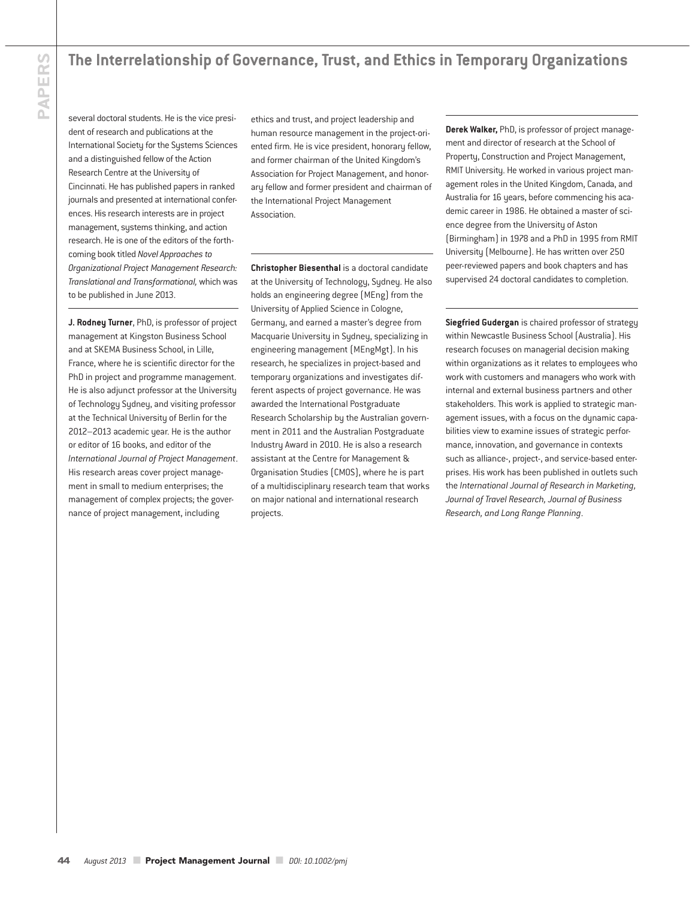several doctoral students. He is the vice president of research and publications at the International Society for the Systems Sciences and a distinguished fellow of the Action Research Centre at the University of Cincinnati. He has published papers in ranked journals and presented at international conferences. His research interests are in project management, systems thinking, and action research. He is one of the editors of the forthcoming book titled *Novel Approaches to Organizational Project Management Research: Translational and Transformational,* which was to be published in June 2013.

**J. Rodney Turner**, PhD, is professor of project management at Kingston Business School and at SKEMA Business School, in Lille, France, where he is scientific director for the PhD in project and programme management. He is also adjunct professor at the University of Technology Sydney, and visiting professor at the Technical University of Berlin for the 2012–2013 academic year. He is the author or editor of 16 books, and editor of the *International Journal of Project Management*. His research areas cover project management in small to medium enterprises; the management of complex projects; the governance of project management, including ethics and trust, and project leadership and human resource management in the project-oriented firm. He is vice president, honorary fellow, and former chairman of the United Kingdom's Association for Project Management, and honorary fellow and former president and chairman of the International Project Management Association.

**Christopher Biesenthal** is a doctoral candidate at the University of Technology, Sydney. He also holds an engineering degree (MEng) from the University of Applied Science in Cologne, Germany, and earned a master's degree from Macquarie University in Sydney, specializing in engineering management (MEngMgt). In his research, he specializes in project-based and temporary organizations and investigates different aspects of project governance. He was awarded the International Postgraduate Research Scholarship by the Australian government in 2011 and the Australian Postgraduate Industry Award in 2010. He is also a research assistant at the Centre for Management & Organisation Studies (CMOS), where he is part of a multidisciplinary research team that works on major national and international research projects.

**Derek Walker,** PhD, is professor of project management and director of research at the School of Property, Construction and Project Management, RMIT University. He worked in various project management roles in the United Kingdom, Canada, and Australia for 16 years, before commencing his academic career in 1986. He obtained a master of science degree from the University of Aston (Birmingham) in 1978 and a PhD in 1995 from RMIT University (Melbourne). He has written over 250 peer-reviewed papers and book chapters and has supervised 24 doctoral candidates to completion.

**Siegfried Gudergan** is chaired professor of strategy within Newcastle Business School (Australia). His research focuses on managerial decision making within organizations as it relates to employees who work with customers and managers who work with internal and external business partners and other stakeholders. This work is applied to strategic management issues, with a focus on the dynamic capabilities view to examine issues of strategic performance, innovation, and governance in contexts such as alliance-, project-, and service-based enterprises. His work has been published in outlets such the *International Journal of Research in Marketing, Journal of Travel Research, Journal of Business Research, and Long Range Planning*.